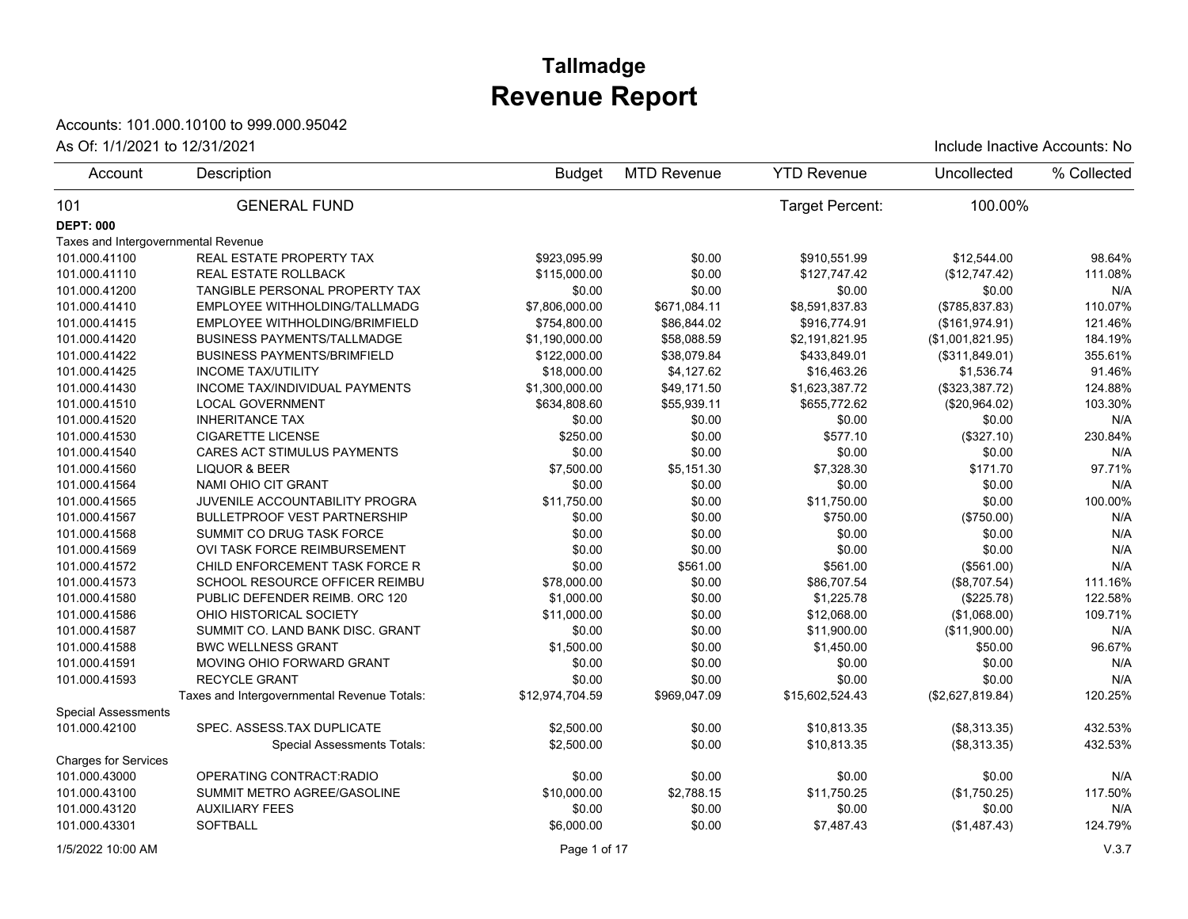# Tallmadge
## Revenue Report

Accounts: 101.000.10100 to 999.000.95042

As Of: 1/1/2021 to 12/31/2021

Include Inactive Accounts: No

| Account | Description | Budget | MTD Revenue | YTD Revenue | Uncollected | % Collected |
|---|---|---|---|---|---|---|
| 101 | GENERAL FUND | | | Target Percent: | 100.00% | |
| **DEPT: 000** | | | | | | |
| Taxes and Intergovernmental Revenue | | | | | | |
| 101.000.41100 | REAL ESTATE PROPERTY TAX | $923,095.99 | $0.00 | $910,551.99 | $12,544.00 | 98.64% |
| 101.000.41110 | REAL ESTATE ROLLBACK | $115,000.00 | $0.00 | $127,747.42 | ($12,747.42) | 111.08% |
| 101.000.41200 | TANGIBLE PERSONAL PROPERTY TAX | $0.00 | $0.00 | $0.00 | $0.00 | N/A |
| 101.000.41410 | EMPLOYEE WITHHOLDING/TALLMADG | $7,806,000.00 | $671,084.11 | $8,591,837.83 | ($785,837.83) | 110.07% |
| 101.000.41415 | EMPLOYEE WITHHOLDING/BRIMFIELD | $754,800.00 | $86,844.02 | $916,774.91 | ($161,974.91) | 121.46% |
| 101.000.41420 | BUSINESS PAYMENTS/TALLMADGE | $1,190,000.00 | $58,088.59 | $2,191,821.95 | ($1,001,821.95) | 184.19% |
| 101.000.41422 | BUSINESS PAYMENTS/BRIMFIELD | $122,000.00 | $38,079.84 | $433,849.01 | ($311,849.01) | 355.61% |
| 101.000.41425 | INCOME TAX/UTILITY | $18,000.00 | $4,127.62 | $16,463.26 | $1,536.74 | 91.46% |
| 101.000.41430 | INCOME TAX/INDIVIDUAL PAYMENTS | $1,300,000.00 | $49,171.50 | $1,623,387.72 | ($323,387.72) | 124.88% |
| 101.000.41510 | LOCAL GOVERNMENT | $634,808.60 | $55,939.11 | $655,772.62 | ($20,964.02) | 103.30% |
| 101.000.41520 | INHERITANCE TAX | $0.00 | $0.00 | $0.00 | $0.00 | N/A |
| 101.000.41530 | CIGARETTE LICENSE | $250.00 | $0.00 | $577.10 | ($327.10) | 230.84% |
| 101.000.41540 | CARES ACT STIMULUS PAYMENTS | $0.00 | $0.00 | $0.00 | $0.00 | N/A |
| 101.000.41560 | LIQUOR & BEER | $7,500.00 | $5,151.30 | $7,328.30 | $171.70 | 97.71% |
| 101.000.41564 | NAMI OHIO CIT GRANT | $0.00 | $0.00 | $0.00 | $0.00 | N/A |
| 101.000.41565 | JUVENILE ACCOUNTABILITY PROGRA | $11,750.00 | $0.00 | $11,750.00 | $0.00 | 100.00% |
| 101.000.41567 | BULLETPROOF VEST PARTNERSHIP | $0.00 | $0.00 | $750.00 | ($750.00) | N/A |
| 101.000.41568 | SUMMIT CO DRUG TASK FORCE | $0.00 | $0.00 | $0.00 | $0.00 | N/A |
| 101.000.41569 | OVI TASK FORCE REIMBURSEMENT | $0.00 | $0.00 | $0.00 | $0.00 | N/A |
| 101.000.41572 | CHILD ENFORCEMENT TASK FORCE R | $0.00 | $561.00 | $561.00 | ($561.00) | N/A |
| 101.000.41573 | SCHOOL RESOURCE OFFICER REIMBU | $78,000.00 | $0.00 | $86,707.54 | ($8,707.54) | 111.16% |
| 101.000.41580 | PUBLIC DEFENDER REIMB. ORC 120 | $1,000.00 | $0.00 | $1,225.78 | ($225.78) | 122.58% |
| 101.000.41586 | OHIO HISTORICAL SOCIETY | $11,000.00 | $0.00 | $12,068.00 | ($1,068.00) | 109.71% |
| 101.000.41587 | SUMMIT CO. LAND BANK DISC. GRANT | $0.00 | $0.00 | $11,900.00 | ($11,900.00) | N/A |
| 101.000.41588 | BWC WELLNESS GRANT | $1,500.00 | $0.00 | $1,450.00 | $50.00 | 96.67% |
| 101.000.41591 | MOVING OHIO FORWARD GRANT | $0.00 | $0.00 | $0.00 | $0.00 | N/A |
| 101.000.41593 | RECYCLE GRANT | $0.00 | $0.00 | $0.00 | $0.00 | N/A |
| | Taxes and Intergovernmental Revenue Totals: | $12,974,704.59 | $969,047.09 | $15,602,524.43 | ($2,627,819.84) | 120.25% |
| Special Assessments | | | | | | |
| 101.000.42100 | SPEC. ASSESS.TAX DUPLICATE | $2,500.00 | $0.00 | $10,813.35 | ($8,313.35) | 432.53% |
| | Special Assessments Totals: | $2,500.00 | $0.00 | $10,813.35 | ($8,313.35) | 432.53% |
| Charges for Services | | | | | | |
| 101.000.43000 | OPERATING CONTRACT:RADIO | $0.00 | $0.00 | $0.00 | $0.00 | N/A |
| 101.000.43100 | SUMMIT METRO AGREE/GASOLINE | $10,000.00 | $2,788.15 | $11,750.25 | ($1,750.25) | 117.50% |
| 101.000.43120 | AUXILIARY FEES | $0.00 | $0.00 | $0.00 | $0.00 | N/A |
| 101.000.43301 | SOFTBALL | $6,000.00 | $0.00 | $7,487.43 | ($1,487.43) | 124.79% |

1/5/2022 10:00 AM

V.3.7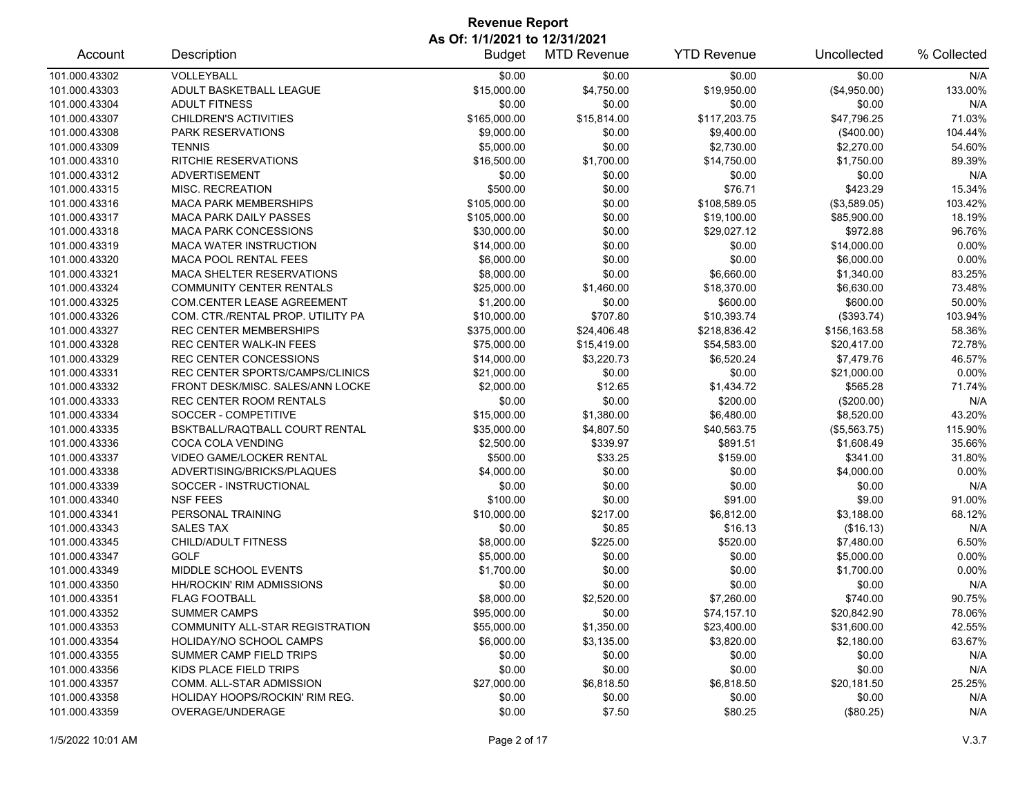# Revenue Report

**As Of: 1/1/2021 to 12/31/2021**

| Account | Description | Budget | MTD Revenue | YTD Revenue | Uncollected | % Collected |
|---|---|---|---|---|---|---|
| 101.000.43302 | VOLLEYBALL | $0.00 | $0.00 | $0.00 | $0.00 | N/A |
| 101.000.43303 | ADULT BASKETBALL LEAGUE | $15,000.00 | $4,750.00 | $19,950.00 | ($4,950.00) | 133.00% |
| 101.000.43304 | ADULT FITNESS | $0.00 | $0.00 | $0.00 | $0.00 | N/A |
| 101.000.43307 | CHILDREN'S ACTIVITIES | $165,000.00 | $15,814.00 | $117,203.75 | $47,796.25 | 71.03% |
| 101.000.43308 | PARK RESERVATIONS | $9,000.00 | $0.00 | $9,400.00 | ($400.00) | 104.44% |
| 101.000.43309 | TENNIS | $5,000.00 | $0.00 | $2,730.00 | $2,270.00 | 54.60% |
| 101.000.43310 | RITCHIE RESERVATIONS | $16,500.00 | $1,700.00 | $14,750.00 | $1,750.00 | 89.39% |
| 101.000.43312 | ADVERTISEMENT | $0.00 | $0.00 | $0.00 | $0.00 | N/A |
| 101.000.43315 | MISC. RECREATION | $500.00 | $0.00 | $76.71 | $423.29 | 15.34% |
| 101.000.43316 | MACA PARK MEMBERSHIPS | $105,000.00 | $0.00 | $108,589.05 | ($3,589.05) | 103.42% |
| 101.000.43317 | MACA PARK DAILY PASSES | $105,000.00 | $0.00 | $19,100.00 | $85,900.00 | 18.19% |
| 101.000.43318 | MACA PARK CONCESSIONS | $30,000.00 | $0.00 | $29,027.12 | $972.88 | 96.76% |
| 101.000.43319 | MACA WATER INSTRUCTION | $14,000.00 | $0.00 | $0.00 | $14,000.00 | 0.00% |
| 101.000.43320 | MACA POOL RENTAL FEES | $6,000.00 | $0.00 | $0.00 | $6,000.00 | 0.00% |
| 101.000.43321 | MACA SHELTER RESERVATIONS | $8,000.00 | $0.00 | $6,660.00 | $1,340.00 | 83.25% |
| 101.000.43324 | COMMUNITY CENTER RENTALS | $25,000.00 | $1,460.00 | $18,370.00 | $6,630.00 | 73.48% |
| 101.000.43325 | COM.CENTER LEASE AGREEMENT | $1,200.00 | $0.00 | $600.00 | $600.00 | 50.00% |
| 101.000.43326 | COM. CTR./RENTAL PROP. UTILITY PA | $10,000.00 | $707.80 | $10,393.74 | ($393.74) | 103.94% |
| 101.000.43327 | REC CENTER MEMBERSHIPS | $375,000.00 | $24,406.48 | $218,836.42 | $156,163.58 | 58.36% |
| 101.000.43328 | REC CENTER WALK-IN FEES | $75,000.00 | $15,419.00 | $54,583.00 | $20,417.00 | 72.78% |
| 101.000.43329 | REC CENTER CONCESSIONS | $14,000.00 | $3,220.73 | $6,520.24 | $7,479.76 | 46.57% |
| 101.000.43331 | REC CENTER SPORTS/CAMPS/CLINICS | $21,000.00 | $0.00 | $0.00 | $21,000.00 | 0.00% |
| 101.000.43332 | FRONT DESK/MISC. SALES/ANN LOCKE | $2,000.00 | $12.65 | $1,434.72 | $565.28 | 71.74% |
| 101.000.43333 | REC CENTER ROOM RENTALS | $0.00 | $0.00 | $200.00 | ($200.00) | N/A |
| 101.000.43334 | SOCCER - COMPETITIVE | $15,000.00 | $1,380.00 | $6,480.00 | $8,520.00 | 43.20% |
| 101.000.43335 | BSKTBALL/RAQTBALL COURT RENTAL | $35,000.00 | $4,807.50 | $40,563.75 | ($5,563.75) | 115.90% |
| 101.000.43336 | COCA COLA VENDING | $2,500.00 | $339.97 | $891.51 | $1,608.49 | 35.66% |
| 101.000.43337 | VIDEO GAME/LOCKER RENTAL | $500.00 | $33.25 | $159.00 | $341.00 | 31.80% |
| 101.000.43338 | ADVERTISING/BRICKS/PLAQUES | $4,000.00 | $0.00 | $0.00 | $4,000.00 | 0.00% |
| 101.000.43339 | SOCCER - INSTRUCTIONAL | $0.00 | $0.00 | $0.00 | $0.00 | N/A |
| 101.000.43340 | NSF FEES | $100.00 | $0.00 | $91.00 | $9.00 | 91.00% |
| 101.000.43341 | PERSONAL TRAINING | $10,000.00 | $217.00 | $6,812.00 | $3,188.00 | 68.12% |
| 101.000.43343 | SALES TAX | $0.00 | $0.85 | $16.13 | ($16.13) | N/A |
| 101.000.43345 | CHILD/ADULT FITNESS | $8,000.00 | $225.00 | $520.00 | $7,480.00 | 6.50% |
| 101.000.43347 | GOLF | $5,000.00 | $0.00 | $0.00 | $5,000.00 | 0.00% |
| 101.000.43349 | MIDDLE SCHOOL EVENTS | $1,700.00 | $0.00 | $0.00 | $1,700.00 | 0.00% |
| 101.000.43350 | HH/ROCKIN' RIM ADMISSIONS | $0.00 | $0.00 | $0.00 | $0.00 | N/A |
| 101.000.43351 | FLAG FOOTBALL | $8,000.00 | $2,520.00 | $7,260.00 | $740.00 | 90.75% |
| 101.000.43352 | SUMMER CAMPS | $95,000.00 | $0.00 | $74,157.10 | $20,842.90 | 78.06% |
| 101.000.43353 | COMMUNITY ALL-STAR REGISTRATION | $55,000.00 | $1,350.00 | $23,400.00 | $31,600.00 | 42.55% |
| 101.000.43354 | HOLIDAY/NO SCHOOL CAMPS | $6,000.00 | $3,135.00 | $3,820.00 | $2,180.00 | 63.67% |
| 101.000.43355 | SUMMER CAMP FIELD TRIPS | $0.00 | $0.00 | $0.00 | $0.00 | N/A |
| 101.000.43356 | KIDS PLACE FIELD TRIPS | $0.00 | $0.00 | $0.00 | $0.00 | N/A |
| 101.000.43357 | COMM. ALL-STAR ADMISSION | $27,000.00 | $6,818.50 | $6,818.50 | $20,181.50 | 25.25% |
| 101.000.43358 | HOLIDAY HOOPS/ROCKIN' RIM REG. | $0.00 | $0.00 | $0.00 | $0.00 | N/A |
| 101.000.43359 | OVERAGE/UNDERAGE | $0.00 | $7.50 | $80.25 | ($80.25) | N/A |

1/5/2022 10:01 AM V.3.7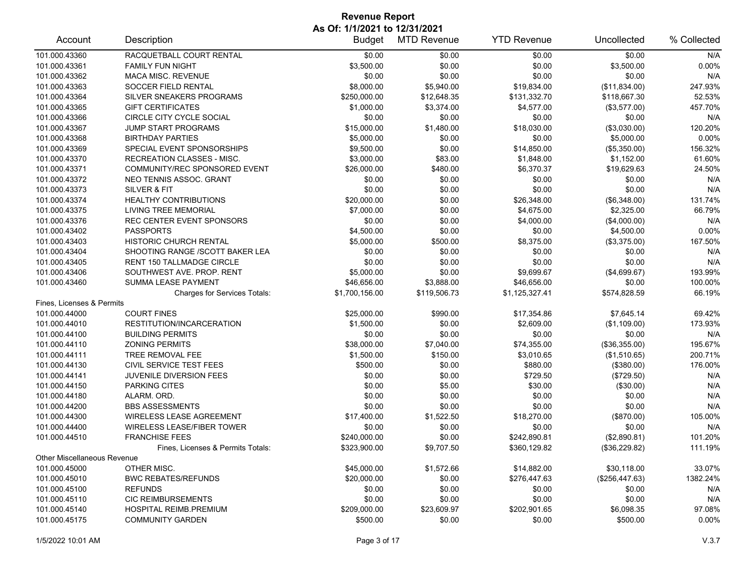# Revenue Report

**As Of: 1/1/2021 to 12/31/2021**

| Account | Description | Budget | MTD Revenue | YTD Revenue | Uncollected | % Collected |
|---|---|---|---|---|---|---|
| 101.000.43360 | RACQUETBALL COURT RENTAL | $0.00 | $0.00 | $0.00 | $0.00 | N/A |
| 101.000.43361 | FAMILY FUN NIGHT | $3,500.00 | $0.00 | $0.00 | $3,500.00 | 0.00% |
| 101.000.43362 | MACA MISC. REVENUE | $0.00 | $0.00 | $0.00 | $0.00 | N/A |
| 101.000.43363 | SOCCER FIELD RENTAL | $8,000.00 | $5,940.00 | $19,834.00 | ($11,834.00) | 247.93% |
| 101.000.43364 | SILVER SNEAKERS PROGRAMS | $250,000.00 | $12,648.35 | $131,332.70 | $118,667.30 | 52.53% |
| 101.000.43365 | GIFT CERTIFICATES | $1,000.00 | $3,374.00 | $4,577.00 | ($3,577.00) | 457.70% |
| 101.000.43366 | CIRCLE CITY CYCLE SOCIAL | $0.00 | $0.00 | $0.00 | $0.00 | N/A |
| 101.000.43367 | JUMP START PROGRAMS | $15,000.00 | $1,480.00 | $18,030.00 | ($3,030.00) | 120.20% |
| 101.000.43368 | BIRTHDAY PARTIES | $5,000.00 | $0.00 | $0.00 | $5,000.00 | 0.00% |
| 101.000.43369 | SPECIAL EVENT SPONSORSHIPS | $9,500.00 | $0.00 | $14,850.00 | ($5,350.00) | 156.32% |
| 101.000.43370 | RECREATION CLASSES - MISC. | $3,000.00 | $83.00 | $1,848.00 | $1,152.00 | 61.60% |
| 101.000.43371 | COMMUNITY/REC SPONSORED EVENT | $26,000.00 | $480.00 | $6,370.37 | $19,629.63 | 24.50% |
| 101.000.43372 | NEO TENNIS ASSOC. GRANT | $0.00 | $0.00 | $0.00 | $0.00 | N/A |
| 101.000.43373 | SILVER & FIT | $0.00 | $0.00 | $0.00 | $0.00 | N/A |
| 101.000.43374 | HEALTHY CONTRIBUTIONS | $20,000.00 | $0.00 | $26,348.00 | ($6,348.00) | 131.74% |
| 101.000.43375 | LIVING TREE MEMORIAL | $7,000.00 | $0.00 | $4,675.00 | $2,325.00 | 66.79% |
| 101.000.43376 | REC CENTER EVENT SPONSORS | $0.00 | $0.00 | $4,000.00 | ($4,000.00) | N/A |
| 101.000.43402 | PASSPORTS | $4,500.00 | $0.00 | $0.00 | $4,500.00 | 0.00% |
| 101.000.43403 | HISTORIC CHURCH RENTAL | $5,000.00 | $500.00 | $8,375.00 | ($3,375.00) | 167.50% |
| 101.000.43404 | SHOOTING RANGE /SCOTT BAKER LEA | $0.00 | $0.00 | $0.00 | $0.00 | N/A |
| 101.000.43405 | RENT 150 TALLMADGE CIRCLE | $0.00 | $0.00 | $0.00 | $0.00 | N/A |
| 101.000.43406 | SOUTHWEST AVE. PROP. RENT | $5,000.00 | $0.00 | $9,699.67 | ($4,699.67) | 193.99% |
| 101.000.43460 | SUMMA LEASE PAYMENT | $46,656.00 | $3,888.00 | $46,656.00 | $0.00 | 100.00% |
| | Charges for Services Totals: | $1,700,156.00 | $119,506.73 | $1,125,327.41 | $574,828.59 | 66.19% |
| Fines, Licenses & Permits | | | | | | |
| 101.000.44000 | COURT FINES | $25,000.00 | $990.00 | $17,354.86 | $7,645.14 | 69.42% |
| 101.000.44010 | RESTITUTION/INCARCERATION | $1,500.00 | $0.00 | $2,609.00 | ($1,109.00) | 173.93% |
| 101.000.44100 | BUILDING PERMITS | $0.00 | $0.00 | $0.00 | $0.00 | N/A |
| 101.000.44110 | ZONING PERMITS | $38,000.00 | $7,040.00 | $74,355.00 | ($36,355.00) | 195.67% |
| 101.000.44111 | TREE REMOVAL FEE | $1,500.00 | $150.00 | $3,010.65 | ($1,510.65) | 200.71% |
| 101.000.44130 | CIVIL SERVICE TEST FEES | $500.00 | $0.00 | $880.00 | ($380.00) | 176.00% |
| 101.000.44141 | JUVENILE DIVERSION FEES | $0.00 | $0.00 | $729.50 | ($729.50) | N/A |
| 101.000.44150 | PARKING CITES | $0.00 | $5.00 | $30.00 | ($30.00) | N/A |
| 101.000.44180 | ALARM. ORD. | $0.00 | $0.00 | $0.00 | $0.00 | N/A |
| 101.000.44200 | BBS ASSESSMENTS | $0.00 | $0.00 | $0.00 | $0.00 | N/A |
| 101.000.44300 | WIRELESS LEASE AGREEMENT | $17,400.00 | $1,522.50 | $18,270.00 | ($870.00) | 105.00% |
| 101.000.44400 | WIRELESS LEASE/FIBER TOWER | $0.00 | $0.00 | $0.00 | $0.00 | N/A |
| 101.000.44510 | FRANCHISE FEES | $240,000.00 | $0.00 | $242,890.81 | ($2,890.81) | 101.20% |
| | Fines, Licenses & Permits Totals: | $323,900.00 | $9,707.50 | $360,129.82 | ($36,229.82) | 111.19% |
| Other Miscellaneous Revenue | | | | | | |
| 101.000.45000 | OTHER MISC. | $45,000.00 | $1,572.66 | $14,882.00 | $30,118.00 | 33.07% |
| 101.000.45010 | BWC REBATES/REFUNDS | $20,000.00 | $0.00 | $276,447.63 | ($256,447.63) | 1382.24% |
| 101.000.45100 | REFUNDS | $0.00 | $0.00 | $0.00 | $0.00 | N/A |
| 101.000.45110 | CIC REIMBURSEMENTS | $0.00 | $0.00 | $0.00 | $0.00 | N/A |
| 101.000.45140 | HOSPITAL REIMB.PREMIUM | $209,000.00 | $23,609.97 | $202,901.65 | $6,098.35 | 97.08% |
| 101.000.45175 | COMMUNITY GARDEN | $500.00 | $0.00 | $0.00 | $500.00 | 0.00% |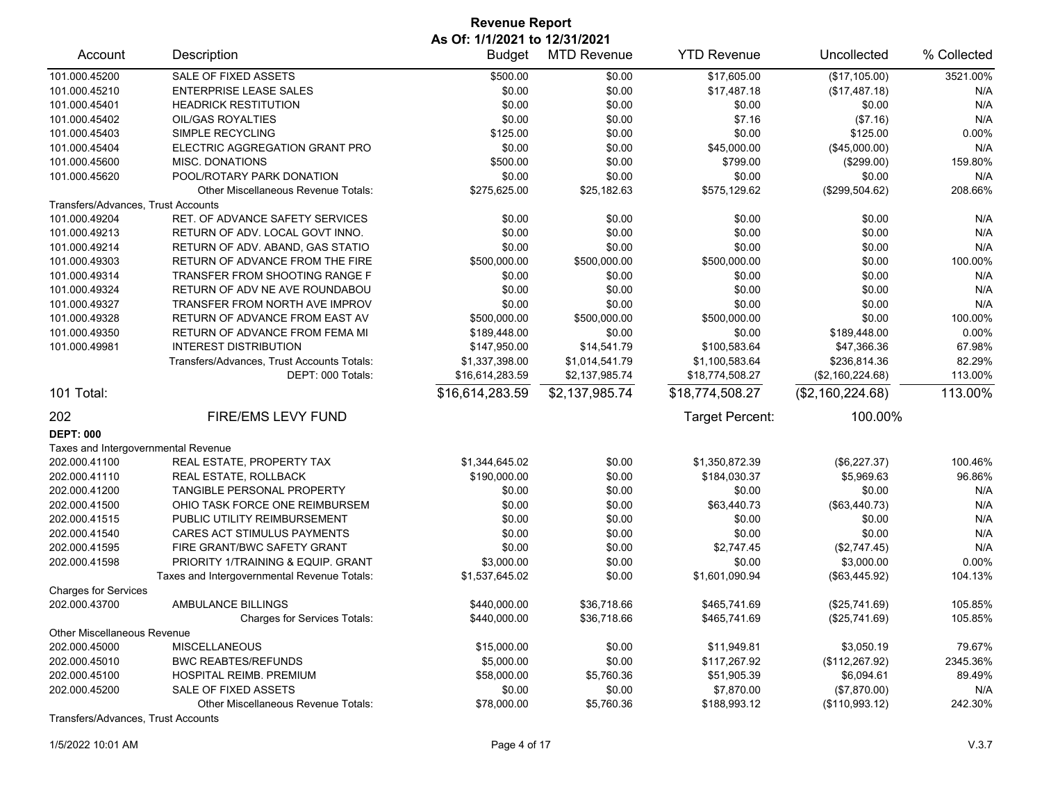# Revenue Report

**As Of: 1/1/2021 to 12/31/2021**

| Account | Description | Budget | MTD Revenue | YTD Revenue | Uncollected | % Collected |
|---|---|---|---|---|---|---|
| 101.000.45200 | SALE OF FIXED ASSETS | $500.00 | $0.00 | $17,605.00 | ($17,105.00) | 3521.00% |
| 101.000.45210 | ENTERPRISE LEASE SALES | $0.00 | $0.00 | $17,487.18 | ($17,487.18) | N/A |
| 101.000.45401 | HEADRICK RESTITUTION | $0.00 | $0.00 | $0.00 | $0.00 | N/A |
| 101.000.45402 | OIL/GAS ROYALTIES | $0.00 | $0.00 | $7.16 | ($7.16) | N/A |
| 101.000.45403 | SIMPLE RECYCLING | $125.00 | $0.00 | $0.00 | $125.00 | 0.00% |
| 101.000.45404 | ELECTRIC AGGREGATION GRANT PRO | $0.00 | $0.00 | $45,000.00 | ($45,000.00) | N/A |
| 101.000.45600 | MISC. DONATIONS | $500.00 | $0.00 | $799.00 | ($299.00) | 159.80% |
| 101.000.45620 | POOL/ROTARY PARK DONATION | $0.00 | $0.00 | $0.00 | $0.00 | N/A |
| | Other Miscellaneous Revenue Totals: | $275,625.00 | $25,182.63 | $575,129.62 | ($299,504.62) | 208.66% |
| Transfers/Advances, Trust Accounts | | | | | | |
| 101.000.49204 | RET. OF ADVANCE SAFETY SERVICES | $0.00 | $0.00 | $0.00 | $0.00 | N/A |
| 101.000.49213 | RETURN OF ADV. LOCAL GOVT INNO. | $0.00 | $0.00 | $0.00 | $0.00 | N/A |
| 101.000.49214 | RETURN OF ADV. ABAND, GAS STATIO | $0.00 | $0.00 | $0.00 | $0.00 | N/A |
| 101.000.49303 | RETURN OF ADVANCE FROM THE FIRE | $500,000.00 | $500,000.00 | $500,000.00 | $0.00 | 100.00% |
| 101.000.49314 | TRANSFER FROM SHOOTING RANGE F | $0.00 | $0.00 | $0.00 | $0.00 | N/A |
| 101.000.49324 | RETURN OF ADV NE AVE ROUNDABOU | $0.00 | $0.00 | $0.00 | $0.00 | N/A |
| 101.000.49327 | TRANSFER FROM NORTH AVE IMPROV | $0.00 | $0.00 | $0.00 | $0.00 | N/A |
| 101.000.49328 | RETURN OF ADVANCE FROM EAST AV | $500,000.00 | $500,000.00 | $500,000.00 | $0.00 | 100.00% |
| 101.000.49350 | RETURN OF ADVANCE FROM FEMA MI | $189,448.00 | $0.00 | $0.00 | $189,448.00 | 0.00% |
| 101.000.49981 | INTEREST DISTRIBUTION | $147,950.00 | $14,541.79 | $100,583.64 | $47,366.36 | 67.98% |
| | Transfers/Advances, Trust Accounts Totals: | $1,337,398.00 | $1,014,541.79 | $1,100,583.64 | $236,814.36 | 82.29% |
| | DEPT: 000 Totals: | $16,614,283.59 | $2,137,985.74 | $18,774,508.27 | ($2,160,224.68) | 113.00% |
| **101 Total:** | | **$16,614,283.59** | **$2,137,985.74** | **$18,774,508.27** | **($2,160,224.68)** | **113.00%** |

## 202 FIRE/EMS LEVY FUND

Target Percent: 100.00%

**DEPT: 000**

| Account | Description | Budget | MTD Revenue | YTD Revenue | Uncollected | % Collected |
|---|---|---|---|---|---|---|
| Taxes and Intergovernmental Revenue | | | | | | |
| 202.000.41100 | REAL ESTATE, PROPERTY TAX | $1,344,645.02 | $0.00 | $1,350,872.39 | ($6,227.37) | 100.46% |
| 202.000.41110 | REAL ESTATE, ROLLBACK | $190,000.00 | $0.00 | $184,030.37 | $5,969.63 | 96.86% |
| 202.000.41200 | TANGIBLE PERSONAL PROPERTY | $0.00 | $0.00 | $0.00 | $0.00 | N/A |
| 202.000.41500 | OHIO TASK FORCE ONE REIMBURSEM | $0.00 | $0.00 | $63,440.73 | ($63,440.73) | N/A |
| 202.000.41515 | PUBLIC UTILITY REIMBURSEMENT | $0.00 | $0.00 | $0.00 | $0.00 | N/A |
| 202.000.41540 | CARES ACT STIMULUS PAYMENTS | $0.00 | $0.00 | $0.00 | $0.00 | N/A |
| 202.000.41595 | FIRE GRANT/BWC SAFETY GRANT | $0.00 | $0.00 | $2,747.45 | ($2,747.45) | N/A |
| 202.000.41598 | PRIORITY 1/TRAINING & EQUIP. GRANT | $3,000.00 | $0.00 | $0.00 | $3,000.00 | 0.00% |
| | Taxes and Intergovernmental Revenue Totals: | $1,537,645.02 | $0.00 | $1,601,090.94 | ($63,445.92) | 104.13% |
| Charges for Services | | | | | | |
| 202.000.43700 | AMBULANCE BILLINGS | $440,000.00 | $36,718.66 | $465,741.69 | ($25,741.69) | 105.85% |
| | Charges for Services Totals: | $440,000.00 | $36,718.66 | $465,741.69 | ($25,741.69) | 105.85% |
| Other Miscellaneous Revenue | | | | | | |
| 202.000.45000 | MISCELLANEOUS | $15,000.00 | $0.00 | $11,949.81 | $3,050.19 | 79.67% |
| 202.000.45010 | BWC REABTES/REFUNDS | $5,000.00 | $0.00 | $117,267.92 | ($112,267.92) | 2345.36% |
| 202.000.45100 | HOSPITAL REIMB. PREMIUM | $58,000.00 | $5,760.36 | $51,905.39 | $6,094.61 | 89.49% |
| 202.000.45200 | SALE OF FIXED ASSETS | $0.00 | $0.00 | $7,870.00 | ($7,870.00) | N/A |
| | Other Miscellaneous Revenue Totals: | $78,000.00 | $5,760.36 | $188,993.12 | ($110,993.12) | 242.30% |
| Transfers/Advances, Trust Accounts | | | | | | |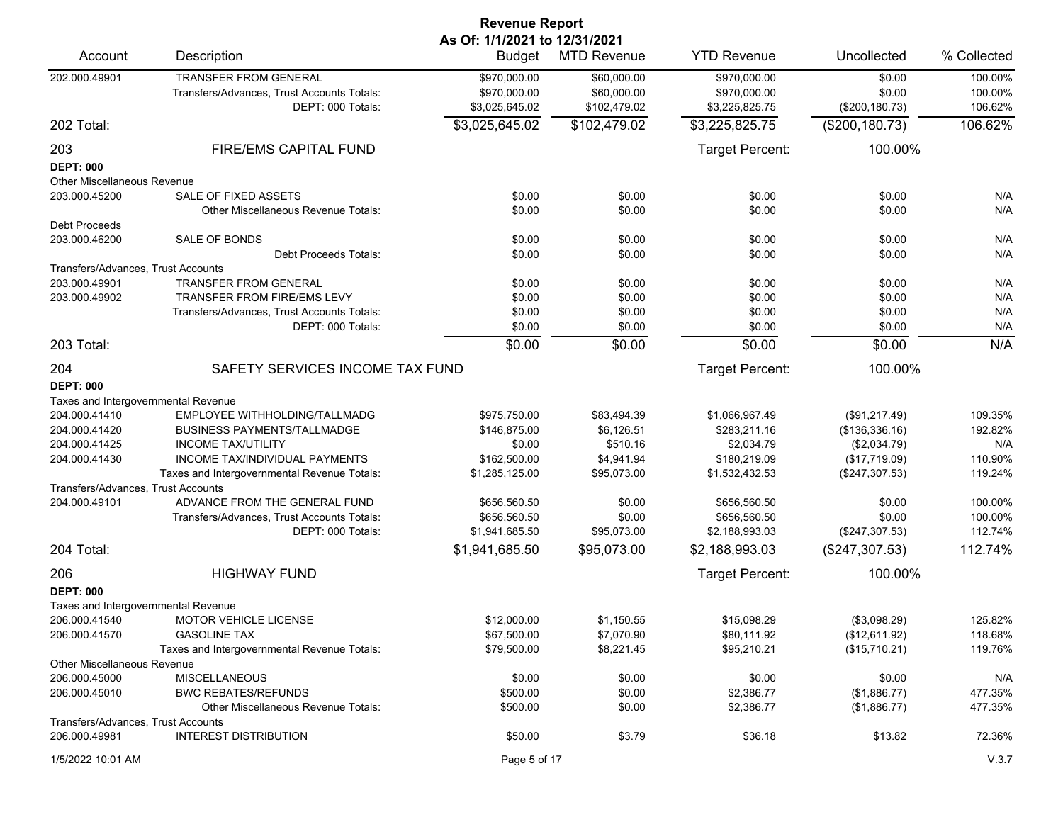# Revenue Report

**As Of: 1/1/2021 to 12/31/2021**

| Account | Description | Budget | MTD Revenue | YTD Revenue | Uncollected | % Collected |
|---|---|---|---|---|---|---|
| 202.000.49901 | TRANSFER FROM GENERAL | $970,000.00 | $60,000.00 | $970,000.00 | $0.00 | 100.00% |
| | Transfers/Advances, Trust Accounts Totals: | $970,000.00 | $60,000.00 | $970,000.00 | $0.00 | 100.00% |
| | DEPT: 000 Totals: | $3,025,645.02 | $102,479.02 | $3,225,825.75 | ($200,180.73) | 106.62% |
| **202 Total:** | | **$3,025,645.02** | **$102,479.02** | **$3,225,825.75** | **($200,180.73)** | **106.62%** |
| **203** | **FIRE/EMS CAPITAL FUND** | | | Target Percent: | 100.00% | |
| **DEPT: 000** | | | | | | |
| Other Miscellaneous Revenue | | | | | | |
| 203.000.45200 | SALE OF FIXED ASSETS | $0.00 | $0.00 | $0.00 | $0.00 | N/A |
| | Other Miscellaneous Revenue Totals: | $0.00 | $0.00 | $0.00 | $0.00 | N/A |
| Debt Proceeds | | | | | | |
| 203.000.46200 | SALE OF BONDS | $0.00 | $0.00 | $0.00 | $0.00 | N/A |
| | Debt Proceeds Totals: | $0.00 | $0.00 | $0.00 | $0.00 | N/A |
| Transfers/Advances, Trust Accounts | | | | | | |
| 203.000.49901 | TRANSFER FROM GENERAL | $0.00 | $0.00 | $0.00 | $0.00 | N/A |
| 203.000.49902 | TRANSFER FROM FIRE/EMS LEVY | $0.00 | $0.00 | $0.00 | $0.00 | N/A |
| | Transfers/Advances, Trust Accounts Totals: | $0.00 | $0.00 | $0.00 | $0.00 | N/A |
| | DEPT: 000 Totals: | $0.00 | $0.00 | $0.00 | $0.00 | N/A |
| **203 Total:** | | **$0.00** | **$0.00** | **$0.00** | **$0.00** | **N/A** |
| **204** | **SAFETY SERVICES INCOME TAX FUND** | | | Target Percent: | 100.00% | |
| **DEPT: 000** | | | | | | |
| Taxes and Intergovernmental Revenue | | | | | | |
| 204.000.41410 | EMPLOYEE WITHHOLDING/TALLMADG | $975,750.00 | $83,494.39 | $1,066,967.49 | ($91,217.49) | 109.35% |
| 204.000.41420 | BUSINESS PAYMENTS/TALLMADGE | $146,875.00 | $6,126.51 | $283,211.16 | ($136,336.16) | 192.82% |
| 204.000.41425 | INCOME TAX/UTILITY | $0.00 | $510.16 | $2,034.79 | ($2,034.79) | N/A |
| 204.000.41430 | INCOME TAX/INDIVIDUAL PAYMENTS | $162,500.00 | $4,941.94 | $180,219.09 | ($17,719.09) | 110.90% |
| | Taxes and Intergovernmental Revenue Totals: | $1,285,125.00 | $95,073.00 | $1,532,432.53 | ($247,307.53) | 119.24% |
| Transfers/Advances, Trust Accounts | | | | | | |
| 204.000.49101 | ADVANCE FROM THE GENERAL FUND | $656,560.50 | $0.00 | $656,560.50 | $0.00 | 100.00% |
| | Transfers/Advances, Trust Accounts Totals: | $656,560.50 | $0.00 | $656,560.50 | $0.00 | 100.00% |
| | DEPT: 000 Totals: | $1,941,685.50 | $95,073.00 | $2,188,993.03 | ($247,307.53) | 112.74% |
| **204 Total:** | | **$1,941,685.50** | **$95,073.00** | **$2,188,993.03** | **($247,307.53)** | **112.74%** |
| **206** | **HIGHWAY FUND** | | | Target Percent: | 100.00% | |
| **DEPT: 000** | | | | | | |
| Taxes and Intergovernmental Revenue | | | | | | |
| 206.000.41540 | MOTOR VEHICLE LICENSE | $12,000.00 | $1,150.55 | $15,098.29 | ($3,098.29) | 125.82% |
| 206.000.41570 | GASOLINE TAX | $67,500.00 | $7,070.90 | $80,111.92 | ($12,611.92) | 118.68% |
| | Taxes and Intergovernmental Revenue Totals: | $79,500.00 | $8,221.45 | $95,210.21 | ($15,710.21) | 119.76% |
| Other Miscellaneous Revenue | | | | | | |
| 206.000.45000 | MISCELLANEOUS | $0.00 | $0.00 | $0.00 | $0.00 | N/A |
| 206.000.45010 | BWC REBATES/REFUNDS | $500.00 | $0.00 | $2,386.77 | ($1,886.77) | 477.35% |
| | Other Miscellaneous Revenue Totals: | $500.00 | $0.00 | $2,386.77 | ($1,886.77) | 477.35% |
| Transfers/Advances, Trust Accounts | | | | | | |
| 206.000.49981 | INTEREST DISTRIBUTION | $50.00 | $3.79 | $36.18 | $13.82 | 72.36% |

1/5/2022 10:01 AM V.3.7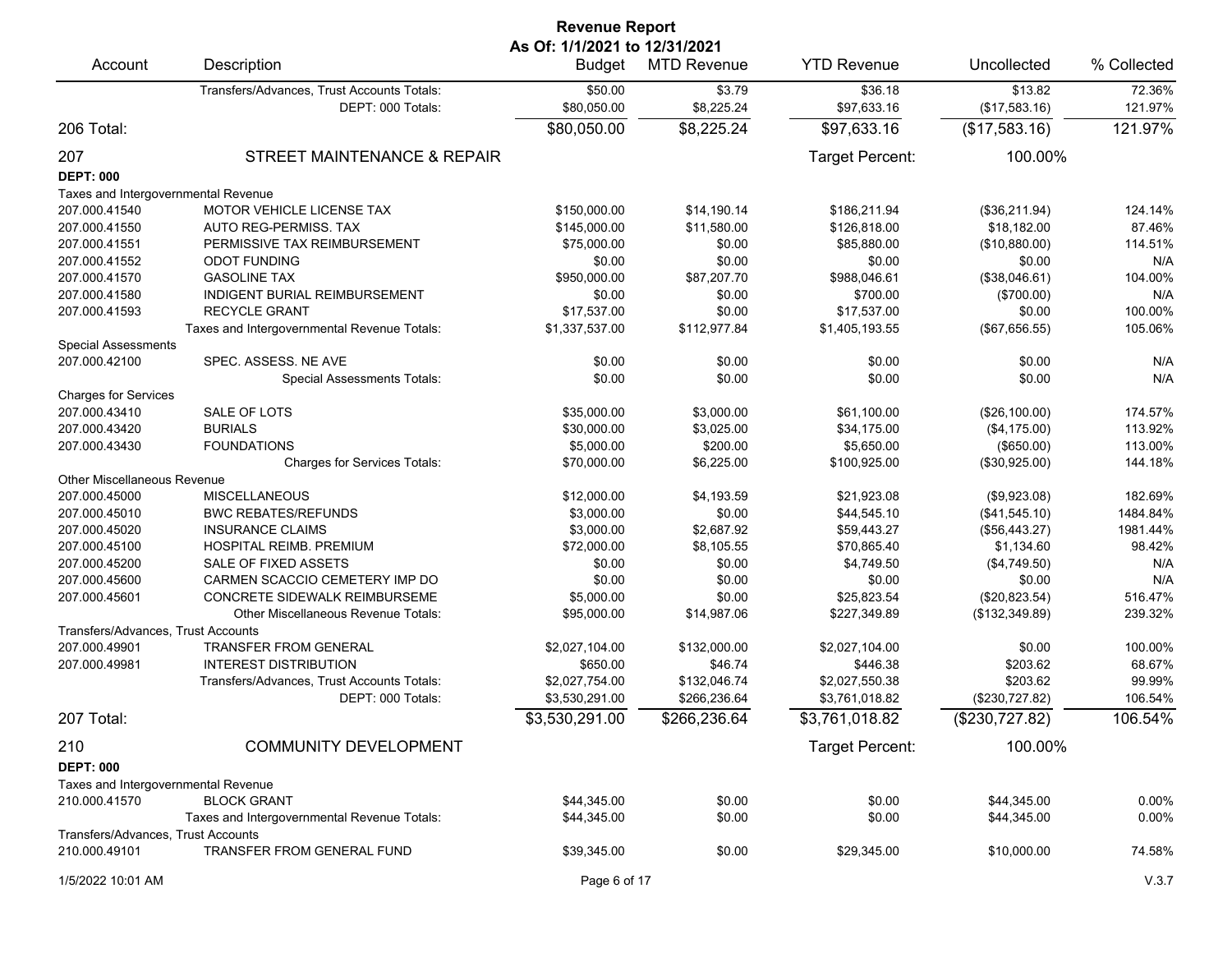# Revenue Report

**As Of: 1/1/2021 to 12/31/2021**

| Account | Description | Budget | MTD Revenue | YTD Revenue | Uncollected | % Collected |
|---|---|---|---|---|---|---|
| | Transfers/Advances, Trust Accounts Totals: | $50.00 | $3.79 | $36.18 | $13.82 | 72.36% |
| | DEPT: 000 Totals: | $80,050.00 | $8,225.24 | $97,633.16 | ($17,583.16) | 121.97% |
| **206 Total:** | | **$80,050.00** | **$8,225.24** | **$97,633.16** | **($17,583.16)** | **121.97%** |
| **207** | **STREET MAINTENANCE & REPAIR** | | | Target Percent: | 100.00% | |
| **DEPT: 000** | | | | | | |
| Taxes and Intergovernmental Revenue | | | | | | |
| 207.000.41540 | MOTOR VEHICLE LICENSE TAX | $150,000.00 | $14,190.14 | $186,211.94 | ($36,211.94) | 124.14% |
| 207.000.41550 | AUTO REG-PERMISS. TAX | $145,000.00 | $11,580.00 | $126,818.00 | $18,182.00 | 87.46% |
| 207.000.41551 | PERMISSIVE TAX REIMBURSEMENT | $75,000.00 | $0.00 | $85,880.00 | ($10,880.00) | 114.51% |
| 207.000.41552 | ODOT FUNDING | $0.00 | $0.00 | $0.00 | $0.00 | N/A |
| 207.000.41570 | GASOLINE TAX | $950,000.00 | $87,207.70 | $988,046.61 | ($38,046.61) | 104.00% |
| 207.000.41580 | INDIGENT BURIAL REIMBURSEMENT | $0.00 | $0.00 | $700.00 | ($700.00) | N/A |
| 207.000.41593 | RECYCLE GRANT | $17,537.00 | $0.00 | $17,537.00 | $0.00 | 100.00% |
| | Taxes and Intergovernmental Revenue Totals: | $1,337,537.00 | $112,977.84 | $1,405,193.55 | ($67,656.55) | 105.06% |
| Special Assessments | | | | | | |
| 207.000.42100 | SPEC. ASSESS. NE AVE | $0.00 | $0.00 | $0.00 | $0.00 | N/A |
| | Special Assessments Totals: | $0.00 | $0.00 | $0.00 | $0.00 | N/A |
| Charges for Services | | | | | | |
| 207.000.43410 | SALE OF LOTS | $35,000.00 | $3,000.00 | $61,100.00 | ($26,100.00) | 174.57% |
| 207.000.43420 | BURIALS | $30,000.00 | $3,025.00 | $34,175.00 | ($4,175.00) | 113.92% |
| 207.000.43430 | FOUNDATIONS | $5,000.00 | $200.00 | $5,650.00 | ($650.00) | 113.00% |
| | Charges for Services Totals: | $70,000.00 | $6,225.00 | $100,925.00 | ($30,925.00) | 144.18% |
| Other Miscellaneous Revenue | | | | | | |
| 207.000.45000 | MISCELLANEOUS | $12,000.00 | $4,193.59 | $21,923.08 | ($9,923.08) | 182.69% |
| 207.000.45010 | BWC REBATES/REFUNDS | $3,000.00 | $0.00 | $44,545.10 | ($41,545.10) | 1484.84% |
| 207.000.45020 | INSURANCE CLAIMS | $3,000.00 | $2,687.92 | $59,443.27 | ($56,443.27) | 1981.44% |
| 207.000.45100 | HOSPITAL REIMB. PREMIUM | $72,000.00 | $8,105.55 | $70,865.40 | $1,134.60 | 98.42% |
| 207.000.45200 | SALE OF FIXED ASSETS | $0.00 | $0.00 | $4,749.50 | ($4,749.50) | N/A |
| 207.000.45600 | CARMEN SCACCIO CEMETERY IMP DO | $0.00 | $0.00 | $0.00 | $0.00 | N/A |
| 207.000.45601 | CONCRETE SIDEWALK REIMBURSEME | $5,000.00 | $0.00 | $25,823.54 | ($20,823.54) | 516.47% |
| | Other Miscellaneous Revenue Totals: | $95,000.00 | $14,987.06 | $227,349.89 | ($132,349.89) | 239.32% |
| Transfers/Advances, Trust Accounts | | | | | | |
| 207.000.49901 | TRANSFER FROM GENERAL | $2,027,104.00 | $132,000.00 | $2,027,104.00 | $0.00 | 100.00% |
| 207.000.49981 | INTEREST DISTRIBUTION | $650.00 | $46.74 | $446.38 | $203.62 | 68.67% |
| | Transfers/Advances, Trust Accounts Totals: | $2,027,754.00 | $132,046.74 | $2,027,550.38 | $203.62 | 99.99% |
| | DEPT: 000 Totals: | $3,530,291.00 | $266,236.64 | $3,761,018.82 | ($230,727.82) | 106.54% |
| **207 Total:** | | **$3,530,291.00** | **$266,236.64** | **$3,761,018.82** | **($230,727.82)** | **106.54%** |
| **210** | **COMMUNITY DEVELOPMENT** | | | Target Percent: | 100.00% | |
| **DEPT: 000** | | | | | | |
| Taxes and Intergovernmental Revenue | | | | | | |
| 210.000.41570 | BLOCK GRANT | $44,345.00 | $0.00 | $0.00 | $44,345.00 | 0.00% |
| | Taxes and Intergovernmental Revenue Totals: | $44,345.00 | $0.00 | $0.00 | $44,345.00 | 0.00% |
| Transfers/Advances, Trust Accounts | | | | | | |
| 210.000.49101 | TRANSFER FROM GENERAL FUND | $39,345.00 | $0.00 | $29,345.00 | $10,000.00 | 74.58% |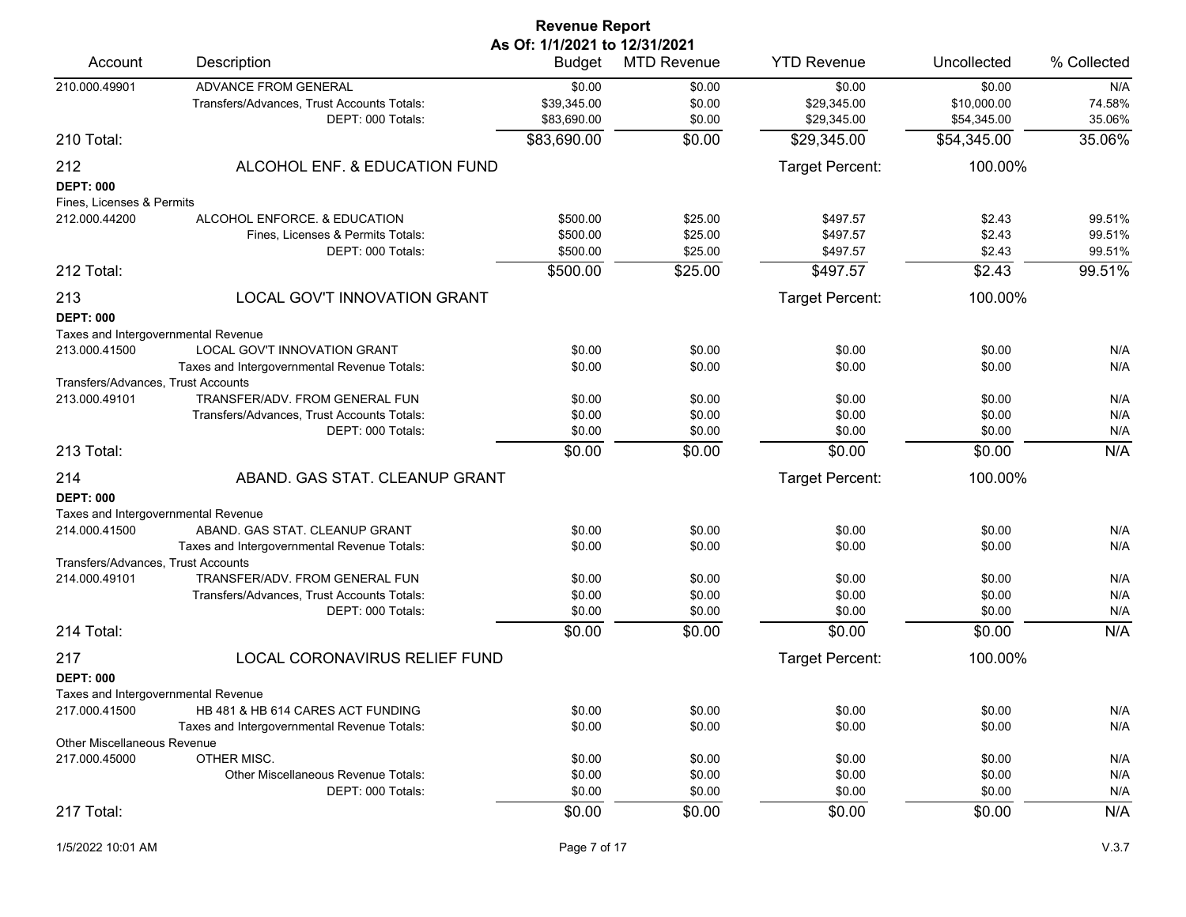# Revenue Report

**As Of: 1/1/2021 to 12/31/2021**

| Account | Description | Budget | MTD Revenue | YTD Revenue | Uncollected | % Collected |
|---|---|---|---|---|---|---|
| 210.000.49901 | ADVANCE FROM GENERAL | $0.00 | $0.00 | $0.00 | $0.00 | N/A |
| | Transfers/Advances, Trust Accounts Totals: | $39,345.00 | $0.00 | $29,345.00 | $10,000.00 | 74.58% |
| | DEPT: 000 Totals: | $83,690.00 | $0.00 | $29,345.00 | $54,345.00 | 35.06% |
| **210 Total:** | | **$83,690.00** | **$0.00** | **$29,345.00** | **$54,345.00** | **35.06%** |
| **212** | **ALCOHOL ENF. & EDUCATION FUND** | | | Target Percent: | 100.00% | |
| **DEPT: 000** | | | | | | |
| Fines, Licenses & Permits | | | | | | |
| 212.000.44200 | ALCOHOL ENFORCE. & EDUCATION | $500.00 | $25.00 | $497.57 | $2.43 | 99.51% |
| | Fines, Licenses & Permits Totals: | $500.00 | $25.00 | $497.57 | $2.43 | 99.51% |
| | DEPT: 000 Totals: | $500.00 | $25.00 | $497.57 | $2.43 | 99.51% |
| **212 Total:** | | **$500.00** | **$25.00** | **$497.57** | **$2.43** | **99.51%** |
| **213** | **LOCAL GOV'T INNOVATION GRANT** | | | Target Percent: | 100.00% | |
| **DEPT: 000** | | | | | | |
| Taxes and Intergovernmental Revenue | | | | | | |
| 213.000.41500 | LOCAL GOV'T INNOVATION GRANT | $0.00 | $0.00 | $0.00 | $0.00 | N/A |
| | Taxes and Intergovernmental Revenue Totals: | $0.00 | $0.00 | $0.00 | $0.00 | N/A |
| Transfers/Advances, Trust Accounts | | | | | | |
| 213.000.49101 | TRANSFER/ADV. FROM GENERAL FUN | $0.00 | $0.00 | $0.00 | $0.00 | N/A |
| | Transfers/Advances, Trust Accounts Totals: | $0.00 | $0.00 | $0.00 | $0.00 | N/A |
| | DEPT: 000 Totals: | $0.00 | $0.00 | $0.00 | $0.00 | N/A |
| **213 Total:** | | **$0.00** | **$0.00** | **$0.00** | **$0.00** | **N/A** |
| **214** | **ABAND. GAS STAT. CLEANUP GRANT** | | | Target Percent: | 100.00% | |
| **DEPT: 000** | | | | | | |
| Taxes and Intergovernmental Revenue | | | | | | |
| 214.000.41500 | ABAND. GAS STAT. CLEANUP GRANT | $0.00 | $0.00 | $0.00 | $0.00 | N/A |
| | Taxes and Intergovernmental Revenue Totals: | $0.00 | $0.00 | $0.00 | $0.00 | N/A |
| Transfers/Advances, Trust Accounts | | | | | | |
| 214.000.49101 | TRANSFER/ADV. FROM GENERAL FUN | $0.00 | $0.00 | $0.00 | $0.00 | N/A |
| | Transfers/Advances, Trust Accounts Totals: | $0.00 | $0.00 | $0.00 | $0.00 | N/A |
| | DEPT: 000 Totals: | $0.00 | $0.00 | $0.00 | $0.00 | N/A |
| **214 Total:** | | **$0.00** | **$0.00** | **$0.00** | **$0.00** | **N/A** |
| **217** | **LOCAL CORONAVIRUS RELIEF FUND** | | | Target Percent: | 100.00% | |
| **DEPT: 000** | | | | | | |
| Taxes and Intergovernmental Revenue | | | | | | |
| 217.000.41500 | HB 481 & HB 614 CARES ACT FUNDING | $0.00 | $0.00 | $0.00 | $0.00 | N/A |
| | Taxes and Intergovernmental Revenue Totals: | $0.00 | $0.00 | $0.00 | $0.00 | N/A |
| Other Miscellaneous Revenue | | | | | | |
| 217.000.45000 | OTHER MISC. | $0.00 | $0.00 | $0.00 | $0.00 | N/A |
| | Other Miscellaneous Revenue Totals: | $0.00 | $0.00 | $0.00 | $0.00 | N/A |
| | DEPT: 000 Totals: | $0.00 | $0.00 | $0.00 | $0.00 | N/A |
| **217 Total:** | | **$0.00** | **$0.00** | **$0.00** | **$0.00** | **N/A** |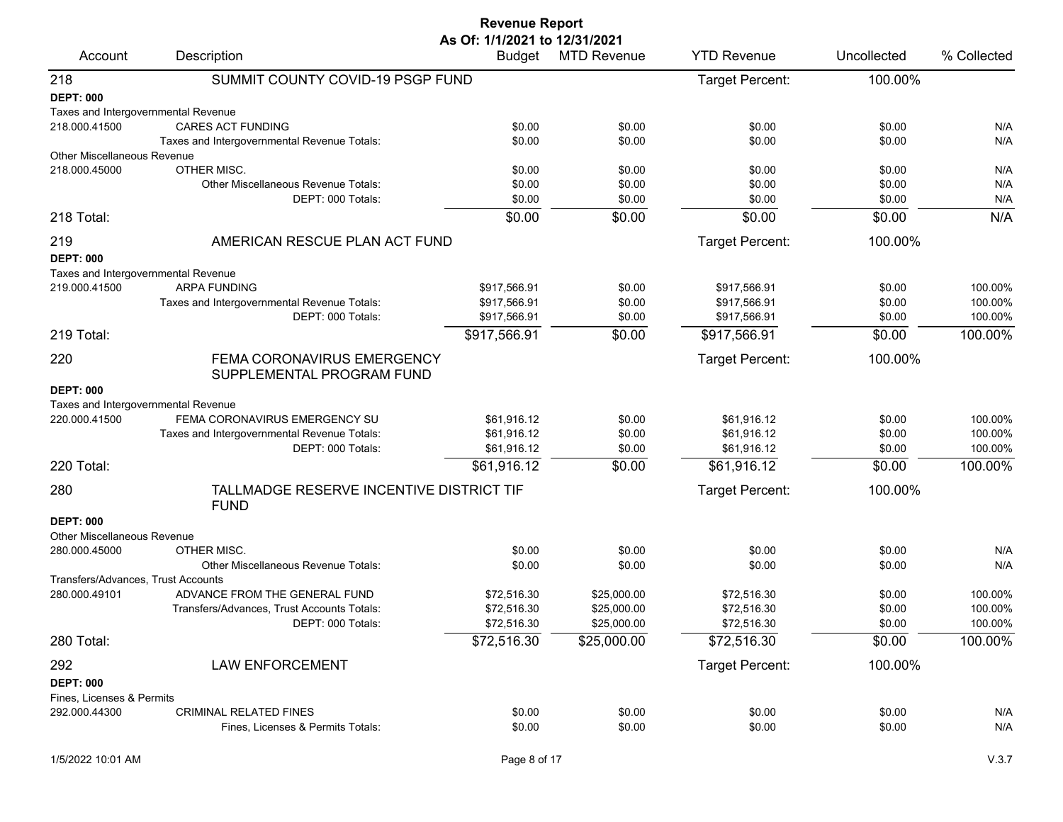# Revenue Report

**As Of: 1/1/2021 to 12/31/2021**

| Account | Description | Budget | MTD Revenue | YTD Revenue | Uncollected | % Collected |
|---|---|---|---|---|---|---|
| **218** | **SUMMIT COUNTY COVID-19 PSGP FUND** | | | Target Percent: | 100.00% | |
| **DEPT: 000** | | | | | | |
| Taxes and Intergovernmental Revenue | | | | | | |
| 218.000.41500 | CARES ACT FUNDING | $0.00 | $0.00 | $0.00 | $0.00 | N/A |
| | Taxes and Intergovernmental Revenue Totals: | $0.00 | $0.00 | $0.00 | $0.00 | N/A |
| Other Miscellaneous Revenue | | | | | | |
| 218.000.45000 | OTHER MISC. | $0.00 | $0.00 | $0.00 | $0.00 | N/A |
| | Other Miscellaneous Revenue Totals: | $0.00 | $0.00 | $0.00 | $0.00 | N/A |
| | DEPT: 000 Totals: | $0.00 | $0.00 | $0.00 | $0.00 | N/A |
| **218 Total:** | | **$0.00** | **$0.00** | **$0.00** | **$0.00** | **N/A** |
| **219** | **AMERICAN RESCUE PLAN ACT FUND** | | | Target Percent: | 100.00% | |
| **DEPT: 000** | | | | | | |
| Taxes and Intergovernmental Revenue | | | | | | |
| 219.000.41500 | ARPA FUNDING | $917,566.91 | $0.00 | $917,566.91 | $0.00 | 100.00% |
| | Taxes and Intergovernmental Revenue Totals: | $917,566.91 | $0.00 | $917,566.91 | $0.00 | 100.00% |
| | DEPT: 000 Totals: | $917,566.91 | $0.00 | $917,566.91 | $0.00 | 100.00% |
| **219 Total:** | | **$917,566.91** | **$0.00** | **$917,566.91** | **$0.00** | **100.00%** |
| **220** | **FEMA CORONAVIRUS EMERGENCY SUPPLEMENTAL PROGRAM FUND** | | | Target Percent: | 100.00% | |
| **DEPT: 000** | | | | | | |
| Taxes and Intergovernmental Revenue | | | | | | |
| 220.000.41500 | FEMA CORONAVIRUS EMERGENCY SU | $61,916.12 | $0.00 | $61,916.12 | $0.00 | 100.00% |
| | Taxes and Intergovernmental Revenue Totals: | $61,916.12 | $0.00 | $61,916.12 | $0.00 | 100.00% |
| | DEPT: 000 Totals: | $61,916.12 | $0.00 | $61,916.12 | $0.00 | 100.00% |
| **220 Total:** | | **$61,916.12** | **$0.00** | **$61,916.12** | **$0.00** | **100.00%** |
| **280** | **TALLMADGE RESERVE INCENTIVE DISTRICT TIF FUND** | | | Target Percent: | 100.00% | |
| **DEPT: 000** | | | | | | |
| Other Miscellaneous Revenue | | | | | | |
| 280.000.45000 | OTHER MISC. | $0.00 | $0.00 | $0.00 | $0.00 | N/A |
| | Other Miscellaneous Revenue Totals: | $0.00 | $0.00 | $0.00 | $0.00 | N/A |
| Transfers/Advances, Trust Accounts | | | | | | |
| 280.000.49101 | ADVANCE FROM THE GENERAL FUND | $72,516.30 | $25,000.00 | $72,516.30 | $0.00 | 100.00% |
| | Transfers/Advances, Trust Accounts Totals: | $72,516.30 | $25,000.00 | $72,516.30 | $0.00 | 100.00% |
| | DEPT: 000 Totals: | $72,516.30 | $25,000.00 | $72,516.30 | $0.00 | 100.00% |
| **280 Total:** | | **$72,516.30** | **$25,000.00** | **$72,516.30** | **$0.00** | **100.00%** |
| **292** | **LAW ENFORCEMENT** | | | Target Percent: | 100.00% | |
| **DEPT: 000** | | | | | | |
| Fines, Licenses & Permits | | | | | | |
| 292.000.44300 | CRIMINAL RELATED FINES | $0.00 | $0.00 | $0.00 | $0.00 | N/A |
| | Fines, Licenses & Permits Totals: | $0.00 | $0.00 | $0.00 | $0.00 | N/A |

1/5/2022 10:01 AM

V.3.7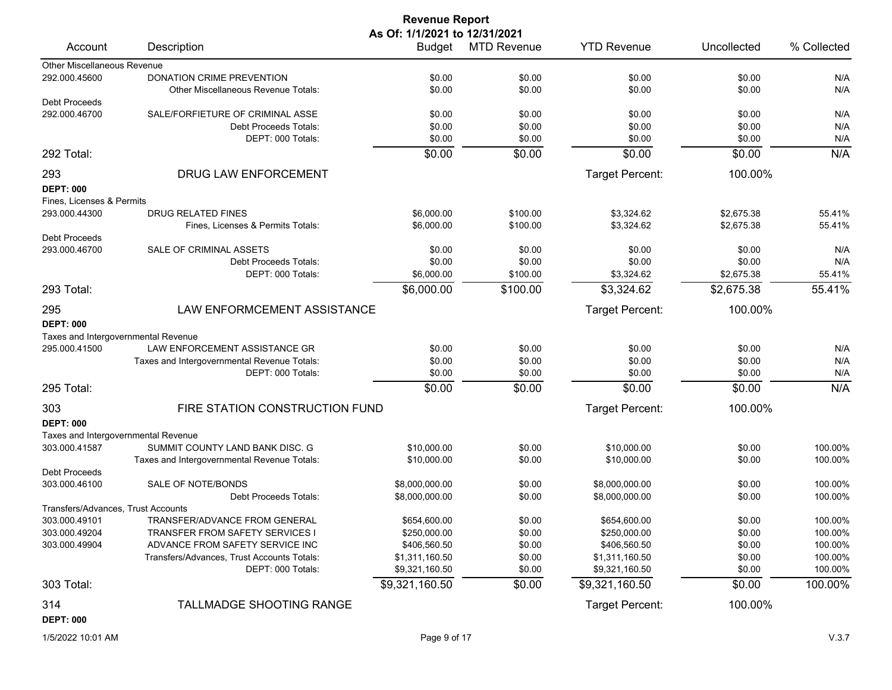# Revenue Report

**As Of: 1/1/2021 to 12/31/2021**

| Account | Description | Budget | MTD Revenue | YTD Revenue | Uncollected | % Collected |
|---|---|---|---|---|---|---|
| Other Miscellaneous Revenue | | | | | | |
| 292.000.45600 | DONATION CRIME PREVENTION | $0.00 | $0.00 | $0.00 | $0.00 | N/A |
| | Other Miscellaneous Revenue Totals: | $0.00 | $0.00 | $0.00 | $0.00 | N/A |
| Debt Proceeds | | | | | | |
| 292.000.46700 | SALE/FORFIETURE OF CRIMINAL ASSE | $0.00 | $0.00 | $0.00 | $0.00 | N/A |
| | Debt Proceeds Totals: | $0.00 | $0.00 | $0.00 | $0.00 | N/A |
| | DEPT: 000 Totals: | $0.00 | $0.00 | $0.00 | $0.00 | N/A |
| 292 Total: | | $0.00 | $0.00 | $0.00 | $0.00 | N/A |
| 293 | DRUG LAW ENFORCEMENT | | | Target Percent: | 100.00% | |
| **DEPT: 000** | | | | | | |
| Fines, Licenses & Permits | | | | | | |
| 293.000.44300 | DRUG RELATED FINES | $6,000.00 | $100.00 | $3,324.62 | $2,675.38 | 55.41% |
| | Fines, Licenses & Permits Totals: | $6,000.00 | $100.00 | $3,324.62 | $2,675.38 | 55.41% |
| Debt Proceeds | | | | | | |
| 293.000.46700 | SALE OF CRIMINAL ASSETS | $0.00 | $0.00 | $0.00 | $0.00 | N/A |
| | Debt Proceeds Totals: | $0.00 | $0.00 | $0.00 | $0.00 | N/A |
| | DEPT: 000 Totals: | $6,000.00 | $100.00 | $3,324.62 | $2,675.38 | 55.41% |
| 293 Total: | | $6,000.00 | $100.00 | $3,324.62 | $2,675.38 | 55.41% |
| 295 | LAW ENFORMCEMENT ASSISTANCE | | | Target Percent: | 100.00% | |
| **DEPT: 000** | | | | | | |
| Taxes and Intergovernmental Revenue | | | | | | |
| 295.000.41500 | LAW ENFORCEMENT ASSISTANCE GR | $0.00 | $0.00 | $0.00 | $0.00 | N/A |
| | Taxes and Intergovernmental Revenue Totals: | $0.00 | $0.00 | $0.00 | $0.00 | N/A |
| | DEPT: 000 Totals: | $0.00 | $0.00 | $0.00 | $0.00 | N/A |
| 295 Total: | | $0.00 | $0.00 | $0.00 | $0.00 | N/A |
| 303 | FIRE STATION CONSTRUCTION FUND | | | Target Percent: | 100.00% | |
| **DEPT: 000** | | | | | | |
| Taxes and Intergovernmental Revenue | | | | | | |
| 303.000.41587 | SUMMIT COUNTY LAND BANK DISC. G | $10,000.00 | $0.00 | $10,000.00 | $0.00 | 100.00% |
| | Taxes and Intergovernmental Revenue Totals: | $10,000.00 | $0.00 | $10,000.00 | $0.00 | 100.00% |
| Debt Proceeds | | | | | | |
| 303.000.46100 | SALE OF NOTE/BONDS | $8,000,000.00 | $0.00 | $8,000,000.00 | $0.00 | 100.00% |
| | Debt Proceeds Totals: | $8,000,000.00 | $0.00 | $8,000,000.00 | $0.00 | 100.00% |
| Transfers/Advances, Trust Accounts | | | | | | |
| 303.000.49101 | TRANSFER/ADVANCE FROM GENERAL | $654,600.00 | $0.00 | $654,600.00 | $0.00 | 100.00% |
| 303.000.49204 | TRANSFER FROM SAFETY SERVICES I | $250,000.00 | $0.00 | $250,000.00 | $0.00 | 100.00% |
| 303.000.49904 | ADVANCE FROM SAFETY SERVICE INC | $406,560.50 | $0.00 | $406,560.50 | $0.00 | 100.00% |
| | Transfers/Advances, Trust Accounts Totals: | $1,311,160.50 | $0.00 | $1,311,160.50 | $0.00 | 100.00% |
| | DEPT: 000 Totals: | $9,321,160.50 | $0.00 | $9,321,160.50 | $0.00 | 100.00% |
| 303 Total: | | $9,321,160.50 | $0.00 | $9,321,160.50 | $0.00 | 100.00% |
| 314 | TALLMADGE SHOOTING RANGE | | | Target Percent: | 100.00% | |
| **DEPT: 000** | | | | | | |

1/5/2022 10:01 AM

V.3.7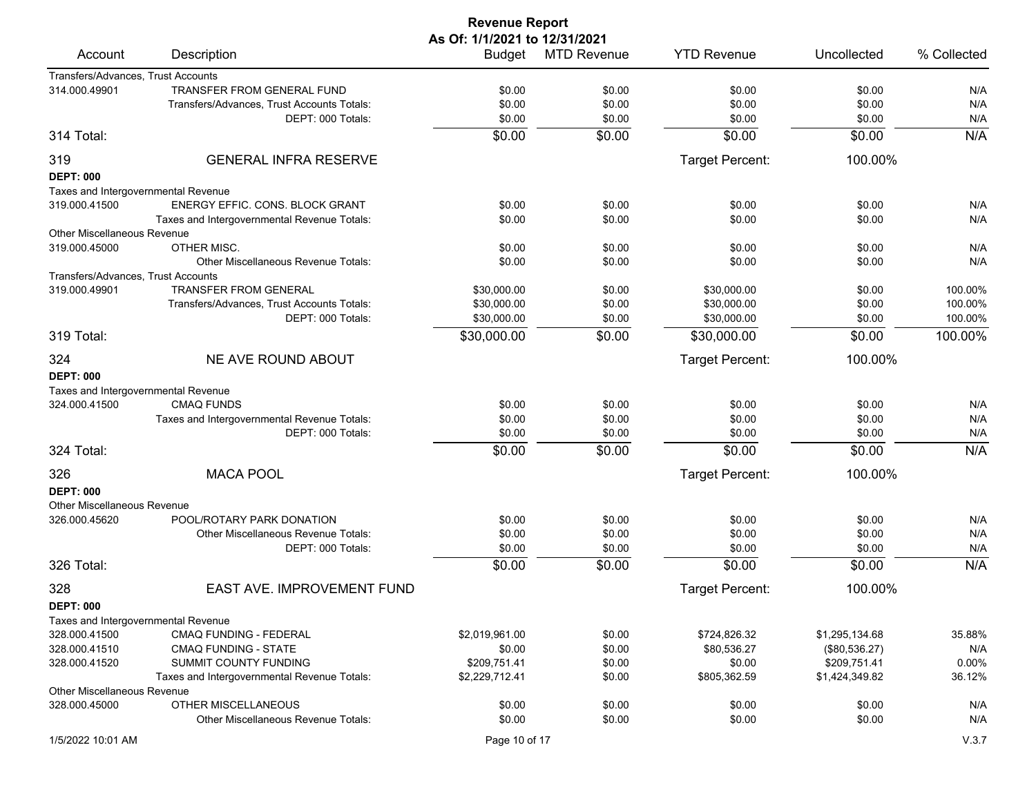# Revenue Report

**As Of: 1/1/2021 to 12/31/2021**

| Account | Description | Budget | MTD Revenue | YTD Revenue | Uncollected | % Collected |
|---|---|---|---|---|---|---|
| Transfers/Advances, Trust Accounts | | | | | | |
| 314.000.49901 | TRANSFER FROM GENERAL FUND | $0.00 | $0.00 | $0.00 | $0.00 | N/A |
| | Transfers/Advances, Trust Accounts Totals: | $0.00 | $0.00 | $0.00 | $0.00 | N/A |
| | DEPT: 000 Totals: | $0.00 | $0.00 | $0.00 | $0.00 | N/A |
| **314 Total:** | | $0.00 | $0.00 | $0.00 | $0.00 | N/A |
| **319** | **GENERAL INFRA RESERVE** | | | Target Percent: | 100.00% | |
| **DEPT: 000** | | | | | | |
| Taxes and Intergovernmental Revenue | | | | | | |
| 319.000.41500 | ENERGY EFFIC. CONS. BLOCK GRANT | $0.00 | $0.00 | $0.00 | $0.00 | N/A |
| | Taxes and Intergovernmental Revenue Totals: | $0.00 | $0.00 | $0.00 | $0.00 | N/A |
| Other Miscellaneous Revenue | | | | | | |
| 319.000.45000 | OTHER MISC. | $0.00 | $0.00 | $0.00 | $0.00 | N/A |
| | Other Miscellaneous Revenue Totals: | $0.00 | $0.00 | $0.00 | $0.00 | N/A |
| Transfers/Advances, Trust Accounts | | | | | | |
| 319.000.49901 | TRANSFER FROM GENERAL | $30,000.00 | $0.00 | $30,000.00 | $0.00 | 100.00% |
| | Transfers/Advances, Trust Accounts Totals: | $30,000.00 | $0.00 | $30,000.00 | $0.00 | 100.00% |
| | DEPT: 000 Totals: | $30,000.00 | $0.00 | $30,000.00 | $0.00 | 100.00% |
| **319 Total:** | | $30,000.00 | $0.00 | $30,000.00 | $0.00 | 100.00% |
| **324** | **NE AVE ROUND ABOUT** | | | Target Percent: | 100.00% | |
| **DEPT: 000** | | | | | | |
| Taxes and Intergovernmental Revenue | | | | | | |
| 324.000.41500 | CMAQ FUNDS | $0.00 | $0.00 | $0.00 | $0.00 | N/A |
| | Taxes and Intergovernmental Revenue Totals: | $0.00 | $0.00 | $0.00 | $0.00 | N/A |
| | DEPT: 000 Totals: | $0.00 | $0.00 | $0.00 | $0.00 | N/A |
| **324 Total:** | | $0.00 | $0.00 | $0.00 | $0.00 | N/A |
| **326** | **MACA POOL** | | | Target Percent: | 100.00% | |
| **DEPT: 000** | | | | | | |
| Other Miscellaneous Revenue | | | | | | |
| 326.000.45620 | POOL/ROTARY PARK DONATION | $0.00 | $0.00 | $0.00 | $0.00 | N/A |
| | Other Miscellaneous Revenue Totals: | $0.00 | $0.00 | $0.00 | $0.00 | N/A |
| | DEPT: 000 Totals: | $0.00 | $0.00 | $0.00 | $0.00 | N/A |
| **326 Total:** | | $0.00 | $0.00 | $0.00 | $0.00 | N/A |
| **328** | **EAST AVE. IMPROVEMENT FUND** | | | Target Percent: | 100.00% | |
| **DEPT: 000** | | | | | | |
| Taxes and Intergovernmental Revenue | | | | | | |
| 328.000.41500 | CMAQ FUNDING - FEDERAL | $2,019,961.00 | $0.00 | $724,826.32 | $1,295,134.68 | 35.88% |
| 328.000.41510 | CMAQ FUNDING - STATE | $0.00 | $0.00 | $80,536.27 | ($80,536.27) | N/A |
| 328.000.41520 | SUMMIT COUNTY FUNDING | $209,751.41 | $0.00 | $0.00 | $209,751.41 | 0.00% |
| | Taxes and Intergovernmental Revenue Totals: | $2,229,712.41 | $0.00 | $805,362.59 | $1,424,349.82 | 36.12% |
| Other Miscellaneous Revenue | | | | | | |
| 328.000.45000 | OTHER MISCELLANEOUS | $0.00 | $0.00 | $0.00 | $0.00 | N/A |
| | Other Miscellaneous Revenue Totals: | $0.00 | $0.00 | $0.00 | $0.00 | N/A |

1/5/2022 10:01 AM V.3.7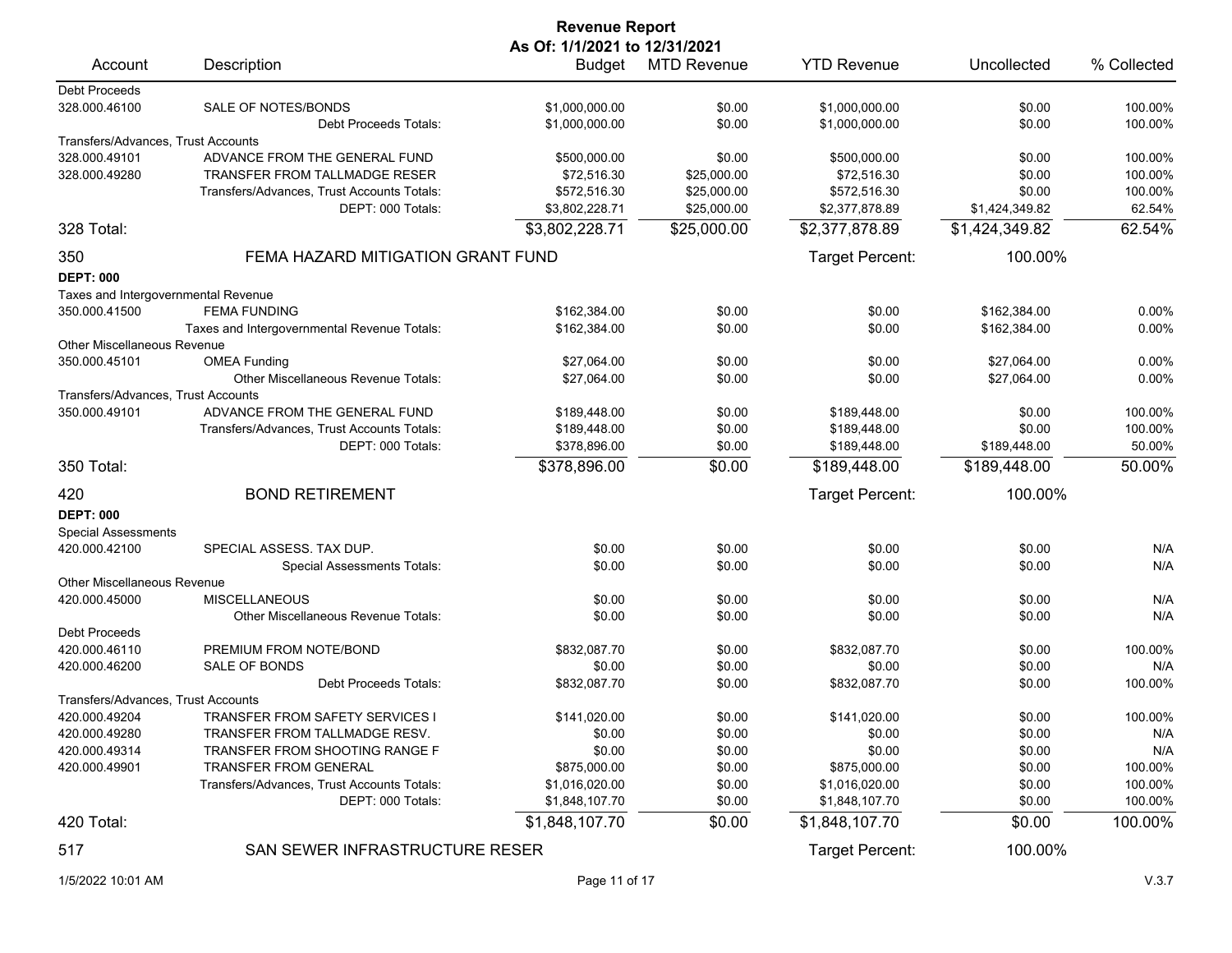# Revenue Report

**As Of: 1/1/2021 to 12/31/2021**

| Account | Description | Budget | MTD Revenue | YTD Revenue | Uncollected | % Collected |
|---|---|---|---|---|---|---|
| Debt Proceeds | | | | | | |
| 328.000.46100 | SALE OF NOTES/BONDS | $1,000,000.00 | $0.00 | $1,000,000.00 | $0.00 | 100.00% |
| | Debt Proceeds Totals: | $1,000,000.00 | $0.00 | $1,000,000.00 | $0.00 | 100.00% |
| Transfers/Advances, Trust Accounts | | | | | | |
| 328.000.49101 | ADVANCE FROM THE GENERAL FUND | $500,000.00 | $0.00 | $500,000.00 | $0.00 | 100.00% |
| 328.000.49280 | TRANSFER FROM TALLMADGE RESER | $72,516.30 | $25,000.00 | $72,516.30 | $0.00 | 100.00% |
| | Transfers/Advances, Trust Accounts Totals: | $572,516.30 | $25,000.00 | $572,516.30 | $0.00 | 100.00% |
| | DEPT: 000 Totals: | $3,802,228.71 | $25,000.00 | $2,377,878.89 | $1,424,349.82 | 62.54% |
| 328 Total: | | $3,802,228.71 | $25,000.00 | $2,377,878.89 | $1,424,349.82 | 62.54% |

## 350 FEMA HAZARD MITIGATION GRANT FUND

Target Percent: 100.00%

**DEPT: 000**

| Account | Description | Budget | MTD Revenue | YTD Revenue | Uncollected | % Collected |
|---|---|---|---|---|---|---|
| Taxes and Intergovernmental Revenue | | | | | | |
| 350.000.41500 | FEMA FUNDING | $162,384.00 | $0.00 | $0.00 | $162,384.00 | 0.00% |
| | Taxes and Intergovernmental Revenue Totals: | $162,384.00 | $0.00 | $0.00 | $162,384.00 | 0.00% |
| Other Miscellaneous Revenue | | | | | | |
| 350.000.45101 | OMEA Funding | $27,064.00 | $0.00 | $0.00 | $27,064.00 | 0.00% |
| | Other Miscellaneous Revenue Totals: | $27,064.00 | $0.00 | $0.00 | $27,064.00 | 0.00% |
| Transfers/Advances, Trust Accounts | | | | | | |
| 350.000.49101 | ADVANCE FROM THE GENERAL FUND | $189,448.00 | $0.00 | $189,448.00 | $0.00 | 100.00% |
| | Transfers/Advances, Trust Accounts Totals: | $189,448.00 | $0.00 | $189,448.00 | $0.00 | 100.00% |
| | DEPT: 000 Totals: | $378,896.00 | $0.00 | $189,448.00 | $189,448.00 | 50.00% |
| 350 Total: | | $378,896.00 | $0.00 | $189,448.00 | $189,448.00 | 50.00% |

## 420 BOND RETIREMENT

Target Percent: 100.00%

**DEPT: 000**

| Account | Description | Budget | MTD Revenue | YTD Revenue | Uncollected | % Collected |
|---|---|---|---|---|---|---|
| Special Assessments | | | | | | |
| 420.000.42100 | SPECIAL ASSESS. TAX DUP. | $0.00 | $0.00 | $0.00 | $0.00 | N/A |
| | Special Assessments Totals: | $0.00 | $0.00 | $0.00 | $0.00 | N/A |
| Other Miscellaneous Revenue | | | | | | |
| 420.000.45000 | MISCELLANEOUS | $0.00 | $0.00 | $0.00 | $0.00 | N/A |
| | Other Miscellaneous Revenue Totals: | $0.00 | $0.00 | $0.00 | $0.00 | N/A |
| Debt Proceeds | | | | | | |
| 420.000.46110 | PREMIUM FROM NOTE/BOND | $832,087.70 | $0.00 | $832,087.70 | $0.00 | 100.00% |
| 420.000.46200 | SALE OF BONDS | $0.00 | $0.00 | $0.00 | $0.00 | N/A |
| | Debt Proceeds Totals: | $832,087.70 | $0.00 | $832,087.70 | $0.00 | 100.00% |
| Transfers/Advances, Trust Accounts | | | | | | |
| 420.000.49204 | TRANSFER FROM SAFETY SERVICES I | $141,020.00 | $0.00 | $141,020.00 | $0.00 | 100.00% |
| 420.000.49280 | TRANSFER FROM TALLMADGE RESV. | $0.00 | $0.00 | $0.00 | $0.00 | N/A |
| 420.000.49314 | TRANSFER FROM SHOOTING RANGE F | $0.00 | $0.00 | $0.00 | $0.00 | N/A |
| 420.000.49901 | TRANSFER FROM GENERAL | $875,000.00 | $0.00 | $875,000.00 | $0.00 | 100.00% |
| | Transfers/Advances, Trust Accounts Totals: | $1,016,020.00 | $0.00 | $1,016,020.00 | $0.00 | 100.00% |
| | DEPT: 000 Totals: | $1,848,107.70 | $0.00 | $1,848,107.70 | $0.00 | 100.00% |
| 420 Total: | | $1,848,107.70 | $0.00 | $1,848,107.70 | $0.00 | 100.00% |

## 517 SAN SEWER INFRASTRUCTURE RESER

Target Percent: 100.00%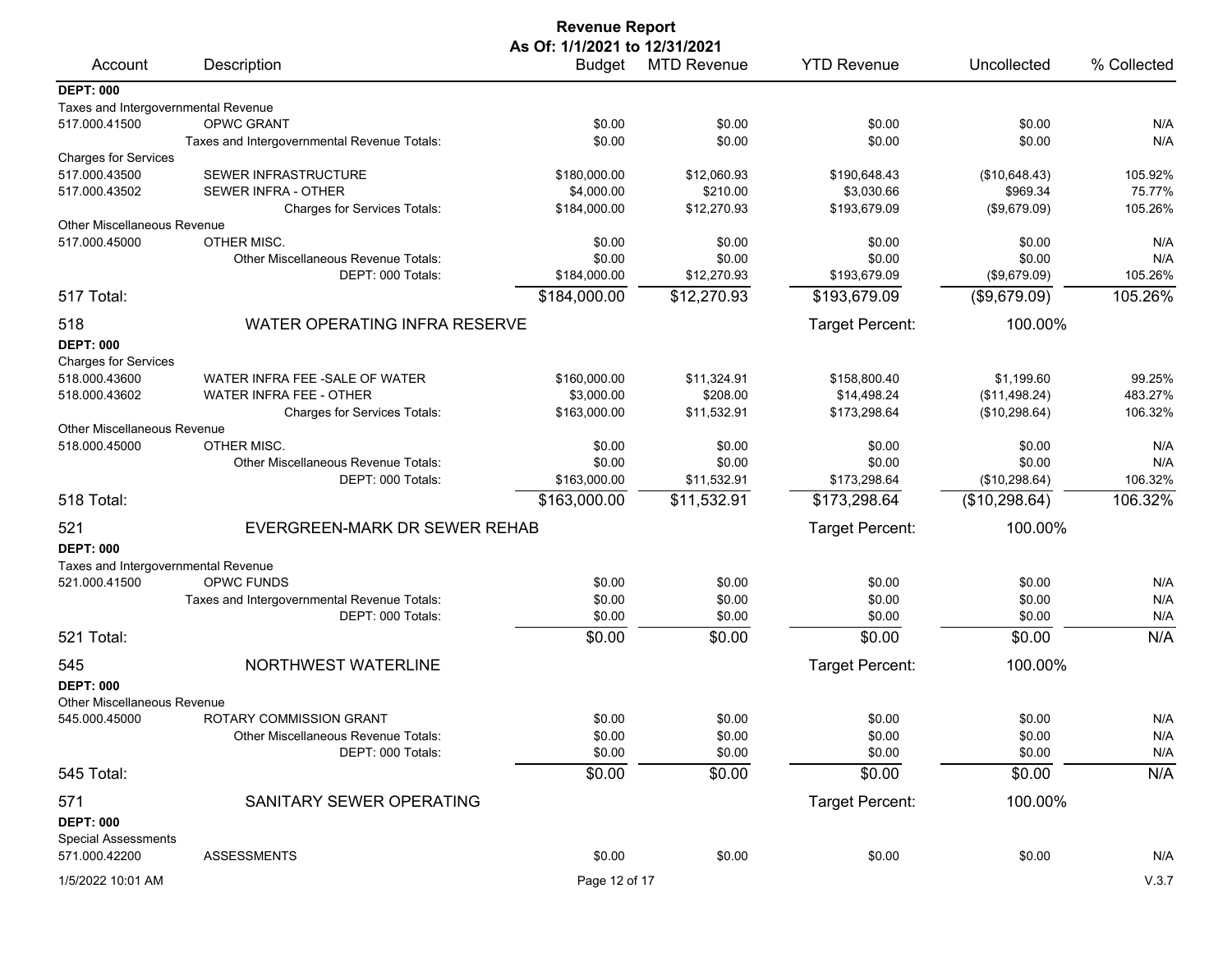# Revenue Report

**As Of: 1/1/2021 to 12/31/2021**

| Account | Description | Budget | MTD Revenue | YTD Revenue | Uncollected | % Collected |
|---|---|---|---|---|---|---|
| **DEPT: 000** | | | | | | |
| Taxes and Intergovernmental Revenue | | | | | | |
| 517.000.41500 | OPWC GRANT | $0.00 | $0.00 | $0.00 | $0.00 | N/A |
| | Taxes and Intergovernmental Revenue Totals: | $0.00 | $0.00 | $0.00 | $0.00 | N/A |
| Charges for Services | | | | | | |
| 517.000.43500 | SEWER INFRASTRUCTURE | $180,000.00 | $12,060.93 | $190,648.43 | ($10,648.43) | 105.92% |
| 517.000.43502 | SEWER INFRA - OTHER | $4,000.00 | $210.00 | $3,030.66 | $969.34 | 75.77% |
| | Charges for Services Totals: | $184,000.00 | $12,270.93 | $193,679.09 | ($9,679.09) | 105.26% |
| Other Miscellaneous Revenue | | | | | | |
| 517.000.45000 | OTHER MISC. | $0.00 | $0.00 | $0.00 | $0.00 | N/A |
| | Other Miscellaneous Revenue Totals: | $0.00 | $0.00 | $0.00 | $0.00 | N/A |
| | DEPT: 000 Totals: | $184,000.00 | $12,270.93 | $193,679.09 | ($9,679.09) | 105.26% |
| 517 Total: | | $184,000.00 | $12,270.93 | $193,679.09 | ($9,679.09) | 105.26% |
| 518 | WATER OPERATING INFRA RESERVE | | | Target Percent: | 100.00% | |
| **DEPT: 000** | | | | | | |
| Charges for Services | | | | | | |
| 518.000.43600 | WATER INFRA FEE -SALE OF WATER | $160,000.00 | $11,324.91 | $158,800.40 | $1,199.60 | 99.25% |
| 518.000.43602 | WATER INFRA FEE - OTHER | $3,000.00 | $208.00 | $14,498.24 | ($11,498.24) | 483.27% |
| | Charges for Services Totals: | $163,000.00 | $11,532.91 | $173,298.64 | ($10,298.64) | 106.32% |
| Other Miscellaneous Revenue | | | | | | |
| 518.000.45000 | OTHER MISC. | $0.00 | $0.00 | $0.00 | $0.00 | N/A |
| | Other Miscellaneous Revenue Totals: | $0.00 | $0.00 | $0.00 | $0.00 | N/A |
| | DEPT: 000 Totals: | $163,000.00 | $11,532.91 | $173,298.64 | ($10,298.64) | 106.32% |
| 518 Total: | | $163,000.00 | $11,532.91 | $173,298.64 | ($10,298.64) | 106.32% |
| 521 | EVERGREEN-MARK DR SEWER REHAB | | | Target Percent: | 100.00% | |
| **DEPT: 000** | | | | | | |
| Taxes and Intergovernmental Revenue | | | | | | |
| 521.000.41500 | OPWC FUNDS | $0.00 | $0.00 | $0.00 | $0.00 | N/A |
| | Taxes and Intergovernmental Revenue Totals: | $0.00 | $0.00 | $0.00 | $0.00 | N/A |
| | DEPT: 000 Totals: | $0.00 | $0.00 | $0.00 | $0.00 | N/A |
| 521 Total: | | $0.00 | $0.00 | $0.00 | $0.00 | N/A |
| 545 | NORTHWEST WATERLINE | | | Target Percent: | 100.00% | |
| **DEPT: 000** | | | | | | |
| Other Miscellaneous Revenue | | | | | | |
| 545.000.45000 | ROTARY COMMISSION GRANT | $0.00 | $0.00 | $0.00 | $0.00 | N/A |
| | Other Miscellaneous Revenue Totals: | $0.00 | $0.00 | $0.00 | $0.00 | N/A |
| | DEPT: 000 Totals: | $0.00 | $0.00 | $0.00 | $0.00 | N/A |
| 545 Total: | | $0.00 | $0.00 | $0.00 | $0.00 | N/A |
| 571 | SANITARY SEWER OPERATING | | | Target Percent: | 100.00% | |
| **DEPT: 000** | | | | | | |
| Special Assessments | | | | | | |
| 571.000.42200 | ASSESSMENTS | $0.00 | $0.00 | $0.00 | $0.00 | N/A |

1/5/2022 10:01 AM V.3.7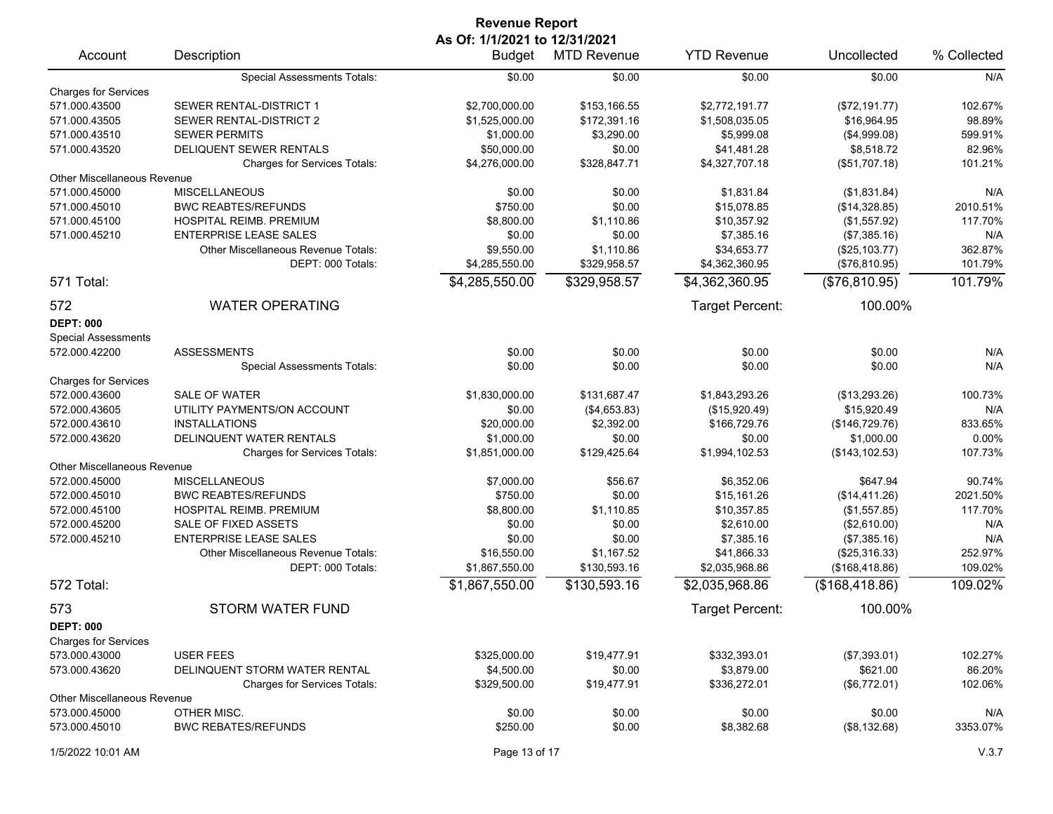**Revenue Report**
**As Of: 1/1/2021 to 12/31/2021**

| Account | Description | Budget | MTD Revenue | YTD Revenue | Uncollected | % Collected |
|---|---|---|---|---|---|---|
| | Special Assessments Totals: | $0.00 | $0.00 | $0.00 | $0.00 | N/A |
| Charges for Services | | | | | | |
| 571.000.43500 | SEWER RENTAL-DISTRICT 1 | $2,700,000.00 | $153,166.55 | $2,772,191.77 | ($72,191.77) | 102.67% |
| 571.000.43505 | SEWER RENTAL-DISTRICT 2 | $1,525,000.00 | $172,391.16 | $1,508,035.05 | $16,964.95 | 98.89% |
| 571.000.43510 | SEWER PERMITS | $1,000.00 | $3,290.00 | $5,999.08 | ($4,999.08) | 599.91% |
| 571.000.43520 | DELIQUENT SEWER RENTALS | $50,000.00 | $0.00 | $41,481.28 | $8,518.72 | 82.96% |
| | Charges for Services Totals: | $4,276,000.00 | $328,847.71 | $4,327,707.18 | ($51,707.18) | 101.21% |
| Other Miscellaneous Revenue | | | | | | |
| 571.000.45000 | MISCELLANEOUS | $0.00 | $0.00 | $1,831.84 | ($1,831.84) | N/A |
| 571.000.45010 | BWC REABTES/REFUNDS | $750.00 | $0.00 | $15,078.85 | ($14,328.85) | 2010.51% |
| 571.000.45100 | HOSPITAL REIMB. PREMIUM | $8,800.00 | $1,110.86 | $10,357.92 | ($1,557.92) | 117.70% |
| 571.000.45210 | ENTERPRISE LEASE SALES | $0.00 | $0.00 | $7,385.16 | ($7,385.16) | N/A |
| | Other Miscellaneous Revenue Totals: | $9,550.00 | $1,110.86 | $34,653.77 | ($25,103.77) | 362.87% |
| | DEPT: 000 Totals: | $4,285,550.00 | $329,958.57 | $4,362,360.95 | ($76,810.95) | 101.79% |
| 571 Total: | | $4,285,550.00 | $329,958.57 | $4,362,360.95 | ($76,810.95) | 101.79% |
| 572 | WATER OPERATING | | | Target Percent: | 100.00% | |
| **DEPT: 000** | | | | | | |
| Special Assessments | | | | | | |
| 572.000.42200 | ASSESSMENTS | $0.00 | $0.00 | $0.00 | $0.00 | N/A |
| | Special Assessments Totals: | $0.00 | $0.00 | $0.00 | $0.00 | N/A |
| Charges for Services | | | | | | |
| 572.000.43600 | SALE OF WATER | $1,830,000.00 | $131,687.47 | $1,843,293.26 | ($13,293.26) | 100.73% |
| 572.000.43605 | UTILITY PAYMENTS/ON ACCOUNT | $0.00 | ($4,653.83) | ($15,920.49) | $15,920.49 | N/A |
| 572.000.43610 | INSTALLATIONS | $20,000.00 | $2,392.00 | $166,729.76 | ($146,729.76) | 833.65% |
| 572.000.43620 | DELINQUENT WATER RENTALS | $1,000.00 | $0.00 | $0.00 | $1,000.00 | 0.00% |
| | Charges for Services Totals: | $1,851,000.00 | $129,425.64 | $1,994,102.53 | ($143,102.53) | 107.73% |
| Other Miscellaneous Revenue | | | | | | |
| 572.000.45000 | MISCELLANEOUS | $7,000.00 | $56.67 | $6,352.06 | $647.94 | 90.74% |
| 572.000.45010 | BWC REABTES/REFUNDS | $750.00 | $0.00 | $15,161.26 | ($14,411.26) | 2021.50% |
| 572.000.45100 | HOSPITAL REIMB. PREMIUM | $8,800.00 | $1,110.85 | $10,357.85 | ($1,557.85) | 117.70% |
| 572.000.45200 | SALE OF FIXED ASSETS | $0.00 | $0.00 | $2,610.00 | ($2,610.00) | N/A |
| 572.000.45210 | ENTERPRISE LEASE SALES | $0.00 | $0.00 | $7,385.16 | ($7,385.16) | N/A |
| | Other Miscellaneous Revenue Totals: | $16,550.00 | $1,167.52 | $41,866.33 | ($25,316.33) | 252.97% |
| | DEPT: 000 Totals: | $1,867,550.00 | $130,593.16 | $2,035,968.86 | ($168,418.86) | 109.02% |
| 572 Total: | | $1,867,550.00 | $130,593.16 | $2,035,968.86 | ($168,418.86) | 109.02% |
| 573 | STORM WATER FUND | | | Target Percent: | 100.00% | |
| **DEPT: 000** | | | | | | |
| Charges for Services | | | | | | |
| 573.000.43000 | USER FEES | $325,000.00 | $19,477.91 | $332,393.01 | ($7,393.01) | 102.27% |
| 573.000.43620 | DELINQUENT STORM WATER RENTAL | $4,500.00 | $0.00 | $3,879.00 | $621.00 | 86.20% |
| | Charges for Services Totals: | $329,500.00 | $19,477.91 | $336,272.01 | ($6,772.01) | 102.06% |
| Other Miscellaneous Revenue | | | | | | |
| 573.000.45000 | OTHER MISC. | $0.00 | $0.00 | $0.00 | $0.00 | N/A |
| 573.000.45010 | BWC REBATES/REFUNDS | $250.00 | $0.00 | $8,382.68 | ($8,132.68) | 3353.07% |

1/5/2022 10:01 AM V.3.7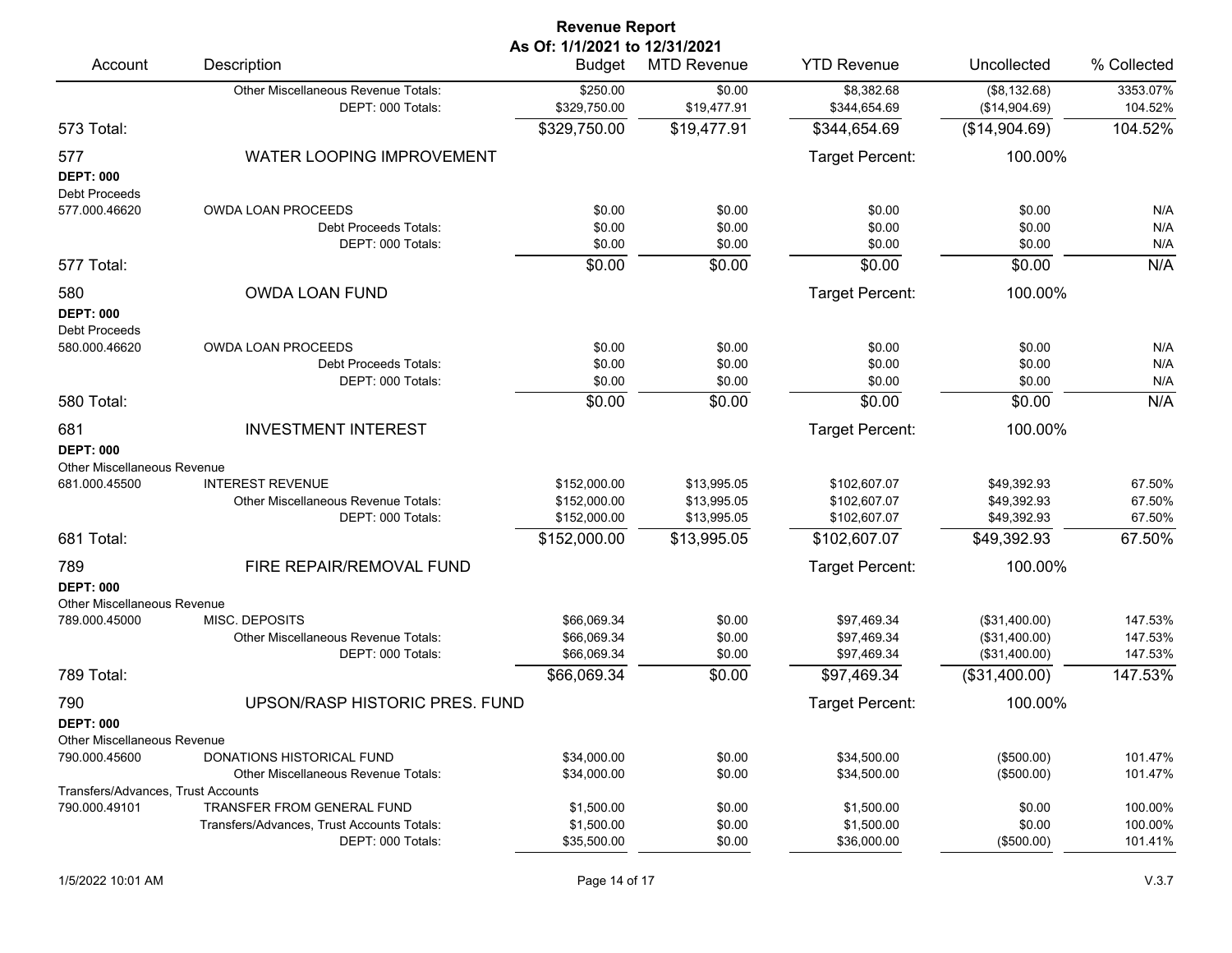# Revenue Report
## As Of: 1/1/2021 to 12/31/2021

| Account | Description | Budget | MTD Revenue | YTD Revenue | Uncollected | % Collected |
|---|---|---|---|---|---|---|
| | Other Miscellaneous Revenue Totals: | $250.00 | $0.00 | $8,382.68 | ($8,132.68) | 3353.07% |
| | DEPT: 000 Totals: | $329,750.00 | $19,477.91 | $344,654.69 | ($14,904.69) | 104.52% |
| 573 Total: | | $329,750.00 | $19,477.91 | $344,654.69 | ($14,904.69) | 104.52% |
| 577 | WATER LOOPING IMPROVEMENT | | | Target Percent: | 100.00% | |
| **DEPT: 000** | | | | | | |
| Debt Proceeds | | | | | | |
| 577.000.46620 | OWDA LOAN PROCEEDS | $0.00 | $0.00 | $0.00 | $0.00 | N/A |
| | Debt Proceeds Totals: | $0.00 | $0.00 | $0.00 | $0.00 | N/A |
| | DEPT: 000 Totals: | $0.00 | $0.00 | $0.00 | $0.00 | N/A |
| 577 Total: | | $0.00 | $0.00 | $0.00 | $0.00 | N/A |
| 580 | OWDA LOAN FUND | | | Target Percent: | 100.00% | |
| **DEPT: 000** | | | | | | |
| Debt Proceeds | | | | | | |
| 580.000.46620 | OWDA LOAN PROCEEDS | $0.00 | $0.00 | $0.00 | $0.00 | N/A |
| | Debt Proceeds Totals: | $0.00 | $0.00 | $0.00 | $0.00 | N/A |
| | DEPT: 000 Totals: | $0.00 | $0.00 | $0.00 | $0.00 | N/A |
| 580 Total: | | $0.00 | $0.00 | $0.00 | $0.00 | N/A |
| 681 | INVESTMENT INTEREST | | | Target Percent: | 100.00% | |
| **DEPT: 000** | | | | | | |
| Other Miscellaneous Revenue | | | | | | |
| 681.000.45500 | INTEREST REVENUE | $152,000.00 | $13,995.05 | $102,607.07 | $49,392.93 | 67.50% |
| | Other Miscellaneous Revenue Totals: | $152,000.00 | $13,995.05 | $102,607.07 | $49,392.93 | 67.50% |
| | DEPT: 000 Totals: | $152,000.00 | $13,995.05 | $102,607.07 | $49,392.93 | 67.50% |
| 681 Total: | | $152,000.00 | $13,995.05 | $102,607.07 | $49,392.93 | 67.50% |
| 789 | FIRE REPAIR/REMOVAL FUND | | | Target Percent: | 100.00% | |
| **DEPT: 000** | | | | | | |
| Other Miscellaneous Revenue | | | | | | |
| 789.000.45000 | MISC. DEPOSITS | $66,069.34 | $0.00 | $97,469.34 | ($31,400.00) | 147.53% |
| | Other Miscellaneous Revenue Totals: | $66,069.34 | $0.00 | $97,469.34 | ($31,400.00) | 147.53% |
| | DEPT: 000 Totals: | $66,069.34 | $0.00 | $97,469.34 | ($31,400.00) | 147.53% |
| 789 Total: | | $66,069.34 | $0.00 | $97,469.34 | ($31,400.00) | 147.53% |
| 790 | UPSON/RASP HISTORIC PRES. FUND | | | Target Percent: | 100.00% | |
| **DEPT: 000** | | | | | | |
| Other Miscellaneous Revenue | | | | | | |
| 790.000.45600 | DONATIONS HISTORICAL FUND | $34,000.00 | $0.00 | $34,500.00 | ($500.00) | 101.47% |
| | Other Miscellaneous Revenue Totals: | $34,000.00 | $0.00 | $34,500.00 | ($500.00) | 101.47% |
| Transfers/Advances, Trust Accounts | | | | | | |
| 790.000.49101 | TRANSFER FROM GENERAL FUND | $1,500.00 | $0.00 | $1,500.00 | $0.00 | 100.00% |
| | Transfers/Advances, Trust Accounts Totals: | $1,500.00 | $0.00 | $1,500.00 | $0.00 | 100.00% |
| | DEPT: 000 Totals: | $35,500.00 | $0.00 | $36,000.00 | ($500.00) | 101.41% |

1/5/2022 10:01 AM

V.3.7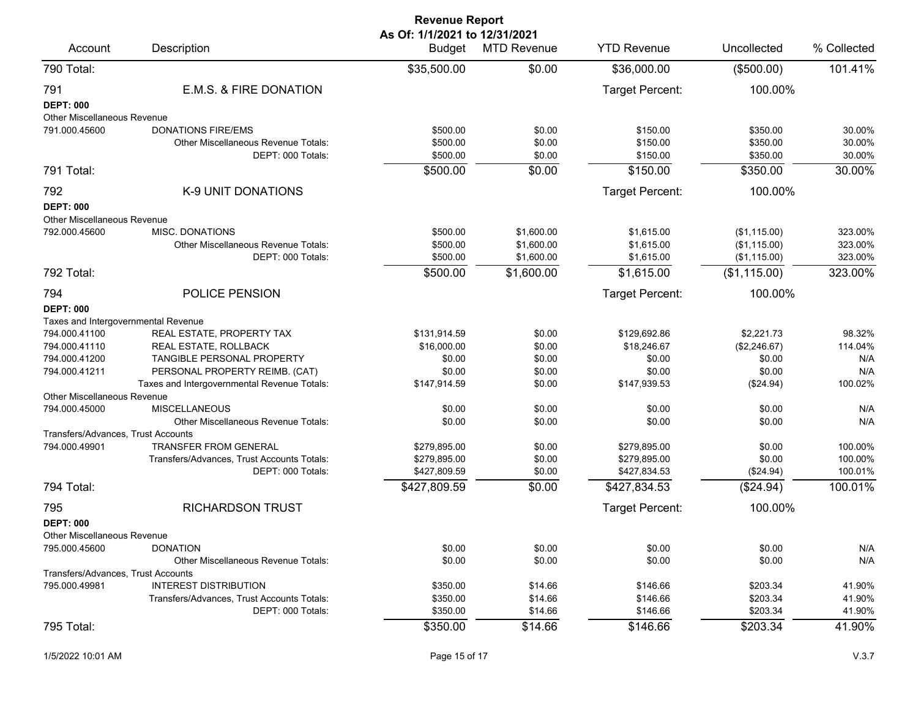# Revenue Report

**As Of: 1/1/2021 to 12/31/2021**

| Account | Description | Budget | MTD Revenue | YTD Revenue | Uncollected | % Collected |
|---|---|---|---|---|---|---|
| 790 Total: | | $35,500.00 | $0.00 | $36,000.00 | ($500.00) | 101.41% |
| **791** | **E.M.S. & FIRE DONATION** | | | Target Percent: | 100.00% | |
| **DEPT: 000** | | | | | | |
| Other Miscellaneous Revenue | | | | | | |
| 791.000.45600 | DONATIONS FIRE/EMS | $500.00 | $0.00 | $150.00 | $350.00 | 30.00% |
| | Other Miscellaneous Revenue Totals: | $500.00 | $0.00 | $150.00 | $350.00 | 30.00% |
| | DEPT: 000 Totals: | $500.00 | $0.00 | $150.00 | $350.00 | 30.00% |
| 791 Total: | | $500.00 | $0.00 | $150.00 | $350.00 | 30.00% |
| **792** | **K-9 UNIT DONATIONS** | | | Target Percent: | 100.00% | |
| **DEPT: 000** | | | | | | |
| Other Miscellaneous Revenue | | | | | | |
| 792.000.45600 | MISC. DONATIONS | $500.00 | $1,600.00 | $1,615.00 | ($1,115.00) | 323.00% |
| | Other Miscellaneous Revenue Totals: | $500.00 | $1,600.00 | $1,615.00 | ($1,115.00) | 323.00% |
| | DEPT: 000 Totals: | $500.00 | $1,600.00 | $1,615.00 | ($1,115.00) | 323.00% |
| 792 Total: | | $500.00 | $1,600.00 | $1,615.00 | ($1,115.00) | 323.00% |
| **794** | **POLICE PENSION** | | | Target Percent: | 100.00% | |
| **DEPT: 000** | | | | | | |
| Taxes and Intergovernmental Revenue | | | | | | |
| 794.000.41100 | REAL ESTATE, PROPERTY TAX | $131,914.59 | $0.00 | $129,692.86 | $2,221.73 | 98.32% |
| 794.000.41110 | REAL ESTATE, ROLLBACK | $16,000.00 | $0.00 | $18,246.67 | ($2,246.67) | 114.04% |
| 794.000.41200 | TANGIBLE PERSONAL PROPERTY | $0.00 | $0.00 | $0.00 | $0.00 | N/A |
| 794.000.41211 | PERSONAL PROPERTY REIMB. (CAT) | $0.00 | $0.00 | $0.00 | $0.00 | N/A |
| | Taxes and Intergovernmental Revenue Totals: | $147,914.59 | $0.00 | $147,939.53 | ($24.94) | 100.02% |
| Other Miscellaneous Revenue | | | | | | |
| 794.000.45000 | MISCELLANEOUS | $0.00 | $0.00 | $0.00 | $0.00 | N/A |
| | Other Miscellaneous Revenue Totals: | $0.00 | $0.00 | $0.00 | $0.00 | N/A |
| Transfers/Advances, Trust Accounts | | | | | | |
| 794.000.49901 | TRANSFER FROM GENERAL | $279,895.00 | $0.00 | $279,895.00 | $0.00 | 100.00% |
| | Transfers/Advances, Trust Accounts Totals: | $279,895.00 | $0.00 | $279,895.00 | $0.00 | 100.00% |
| | DEPT: 000 Totals: | $427,809.59 | $0.00 | $427,834.53 | ($24.94) | 100.01% |
| 794 Total: | | $427,809.59 | $0.00 | $427,834.53 | ($24.94) | 100.01% |
| **795** | **RICHARDSON TRUST** | | | Target Percent: | 100.00% | |
| **DEPT: 000** | | | | | | |
| Other Miscellaneous Revenue | | | | | | |
| 795.000.45600 | DONATION | $0.00 | $0.00 | $0.00 | $0.00 | N/A |
| | Other Miscellaneous Revenue Totals: | $0.00 | $0.00 | $0.00 | $0.00 | N/A |
| Transfers/Advances, Trust Accounts | | | | | | |
| 795.000.49981 | INTEREST DISTRIBUTION | $350.00 | $14.66 | $146.66 | $203.34 | 41.90% |
| | Transfers/Advances, Trust Accounts Totals: | $350.00 | $14.66 | $146.66 | $203.34 | 41.90% |
| | DEPT: 000 Totals: | $350.00 | $14.66 | $146.66 | $203.34 | 41.90% |
| 795 Total: | | $350.00 | $14.66 | $146.66 | $203.34 | 41.90% |

1/5/2022 10:01 AM V.3.7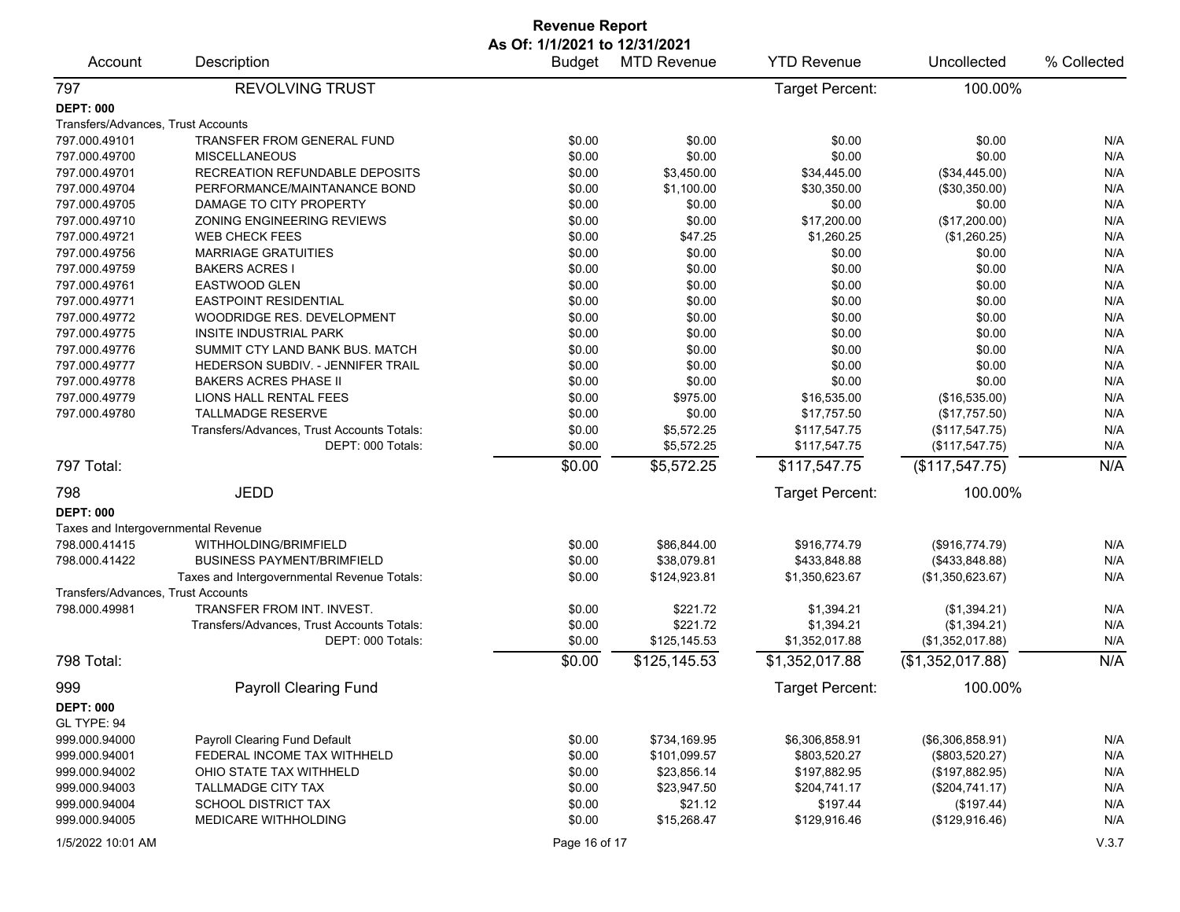# Revenue Report

**As Of: 1/1/2021 to 12/31/2021**

| Account | Description | Budget | MTD Revenue | YTD Revenue | Uncollected | % Collected |
|---|---|---|---|---|---|---|
| **797** | **REVOLVING TRUST** | | | Target Percent: | 100.00% | |
| **DEPT: 000** | | | | | | |
| Transfers/Advances, Trust Accounts | | | | | | |
| 797.000.49101 | TRANSFER FROM GENERAL FUND | $0.00 | $0.00 | $0.00 | $0.00 | N/A |
| 797.000.49700 | MISCELLANEOUS | $0.00 | $0.00 | $0.00 | $0.00 | N/A |
| 797.000.49701 | RECREATION REFUNDABLE DEPOSITS | $0.00 | $3,450.00 | $34,445.00 | ($34,445.00) | N/A |
| 797.000.49704 | PERFORMANCE/MAINTANANCE BOND | $0.00 | $1,100.00 | $30,350.00 | ($30,350.00) | N/A |
| 797.000.49705 | DAMAGE TO CITY PROPERTY | $0.00 | $0.00 | $0.00 | $0.00 | N/A |
| 797.000.49710 | ZONING ENGINEERING REVIEWS | $0.00 | $0.00 | $17,200.00 | ($17,200.00) | N/A |
| 797.000.49721 | WEB CHECK FEES | $0.00 | $47.25 | $1,260.25 | ($1,260.25) | N/A |
| 797.000.49756 | MARRIAGE GRATUITIES | $0.00 | $0.00 | $0.00 | $0.00 | N/A |
| 797.000.49759 | BAKERS ACRES I | $0.00 | $0.00 | $0.00 | $0.00 | N/A |
| 797.000.49761 | EASTWOOD GLEN | $0.00 | $0.00 | $0.00 | $0.00 | N/A |
| 797.000.49771 | EASTPOINT RESIDENTIAL | $0.00 | $0.00 | $0.00 | $0.00 | N/A |
| 797.000.49772 | WOODRIDGE RES. DEVELOPMENT | $0.00 | $0.00 | $0.00 | $0.00 | N/A |
| 797.000.49775 | INSITE INDUSTRIAL PARK | $0.00 | $0.00 | $0.00 | $0.00 | N/A |
| 797.000.49776 | SUMMIT CTY LAND BANK BUS. MATCH | $0.00 | $0.00 | $0.00 | $0.00 | N/A |
| 797.000.49777 | HEDERSON SUBDIV. - JENNIFER TRAIL | $0.00 | $0.00 | $0.00 | $0.00 | N/A |
| 797.000.49778 | BAKERS ACRES PHASE II | $0.00 | $0.00 | $0.00 | $0.00 | N/A |
| 797.000.49779 | LIONS HALL RENTAL FEES | $0.00 | $975.00 | $16,535.00 | ($16,535.00) | N/A |
| 797.000.49780 | TALLMADGE RESERVE | $0.00 | $0.00 | $17,757.50 | ($17,757.50) | N/A |
| | Transfers/Advances, Trust Accounts Totals: | $0.00 | $5,572.25 | $117,547.75 | ($117,547.75) | N/A |
| | DEPT: 000 Totals: | $0.00 | $5,572.25 | $117,547.75 | ($117,547.75) | N/A |
| **797 Total:** | | $0.00 | $5,572.25 | $117,547.75 | ($117,547.75) | N/A |
| **798** | **JEDD** | | | Target Percent: | 100.00% | |
| **DEPT: 000** | | | | | | |
| Taxes and Intergovernmental Revenue | | | | | | |
| 798.000.41415 | WITHHOLDING/BRIMFIELD | $0.00 | $86,844.00 | $916,774.79 | ($916,774.79) | N/A |
| 798.000.41422 | BUSINESS PAYMENT/BRIMFIELD | $0.00 | $38,079.81 | $433,848.88 | ($433,848.88) | N/A |
| | Taxes and Intergovernmental Revenue Totals: | $0.00 | $124,923.81 | $1,350,623.67 | ($1,350,623.67) | N/A |
| Transfers/Advances, Trust Accounts | | | | | | |
| 798.000.49981 | TRANSFER FROM INT. INVEST. | $0.00 | $221.72 | $1,394.21 | ($1,394.21) | N/A |
| | Transfers/Advances, Trust Accounts Totals: | $0.00 | $221.72 | $1,394.21 | ($1,394.21) | N/A |
| | DEPT: 000 Totals: | $0.00 | $125,145.53 | $1,352,017.88 | ($1,352,017.88) | N/A |
| **798 Total:** | | $0.00 | $125,145.53 | $1,352,017.88 | ($1,352,017.88) | N/A |
| **999** | **Payroll Clearing Fund** | | | Target Percent: | 100.00% | |
| **DEPT: 000** | | | | | | |
| GL TYPE: 94 | | | | | | |
| 999.000.94000 | Payroll Clearing Fund Default | $0.00 | $734,169.95 | $6,306,858.91 | ($6,306,858.91) | N/A |
| 999.000.94001 | FEDERAL INCOME TAX WITHHELD | $0.00 | $101,099.57 | $803,520.27 | ($803,520.27) | N/A |
| 999.000.94002 | OHIO STATE TAX WITHHELD | $0.00 | $23,856.14 | $197,882.95 | ($197,882.95) | N/A |
| 999.000.94003 | TALLMADGE CITY TAX | $0.00 | $23,947.50 | $204,741.17 | ($204,741.17) | N/A |
| 999.000.94004 | SCHOOL DISTRICT TAX | $0.00 | $21.12 | $197.44 | ($197.44) | N/A |
| 999.000.94005 | MEDICARE WITHHOLDING | $0.00 | $15,268.47 | $129,916.46 | ($129,916.46) | N/A |

1/5/2022 10:01 AM V.3.7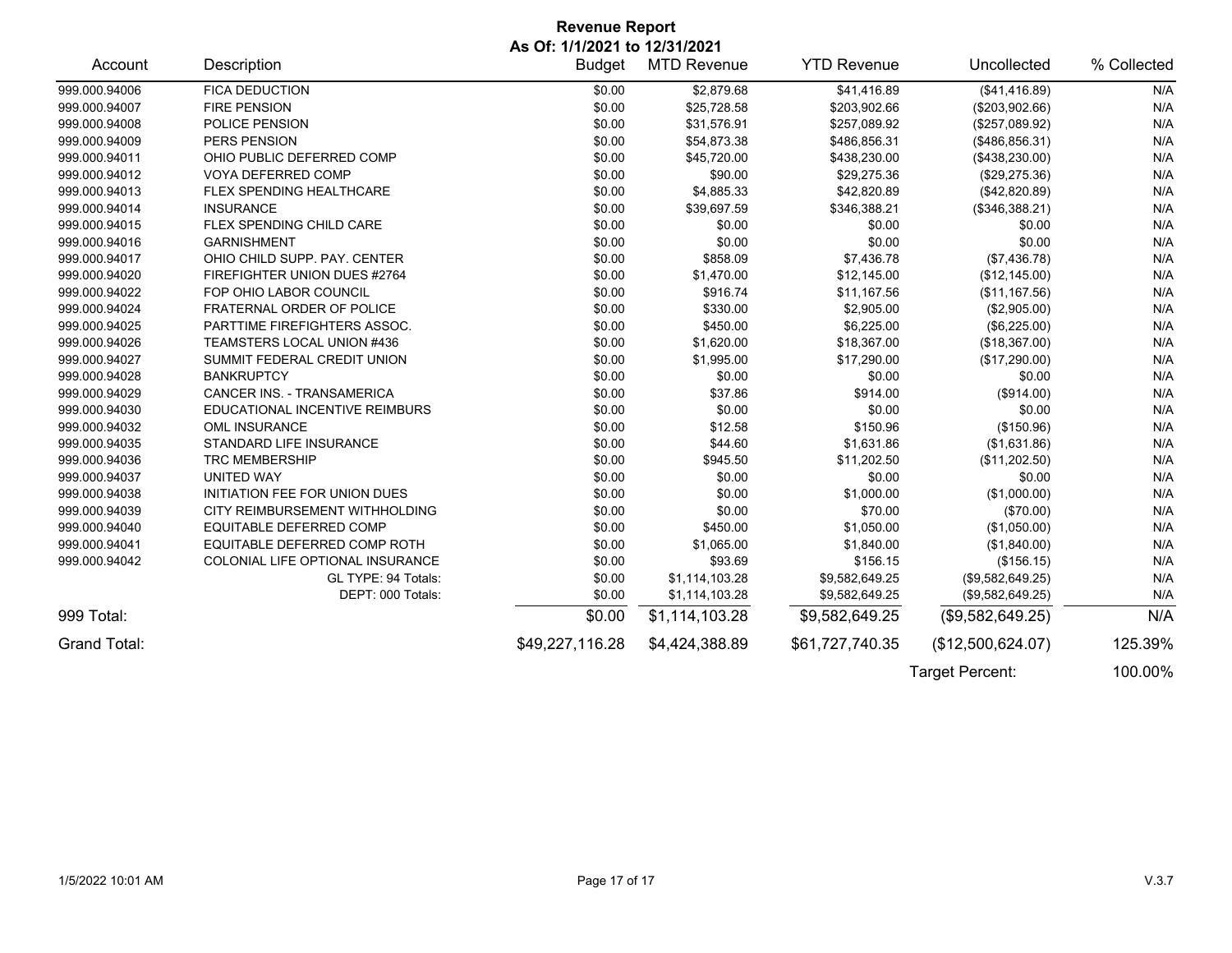# Revenue Report

**As Of: 1/1/2021 to 12/31/2021**

| Account | Description | Budget | MTD Revenue | YTD Revenue | Uncollected | % Collected |
|---|---|---|---|---|---|---|
| 999.000.94006 | FICA DEDUCTION | $0.00 | $2,879.68 | $41,416.89 | ($41,416.89) | N/A |
| 999.000.94007 | FIRE PENSION | $0.00 | $25,728.58 | $203,902.66 | ($203,902.66) | N/A |
| 999.000.94008 | POLICE PENSION | $0.00 | $31,576.91 | $257,089.92 | ($257,089.92) | N/A |
| 999.000.94009 | PERS PENSION | $0.00 | $54,873.38 | $486,856.31 | ($486,856.31) | N/A |
| 999.000.94011 | OHIO PUBLIC DEFERRED COMP | $0.00 | $45,720.00 | $438,230.00 | ($438,230.00) | N/A |
| 999.000.94012 | VOYA DEFERRED COMP | $0.00 | $90.00 | $29,275.36 | ($29,275.36) | N/A |
| 999.000.94013 | FLEX SPENDING HEALTHCARE | $0.00 | $4,885.33 | $42,820.89 | ($42,820.89) | N/A |
| 999.000.94014 | INSURANCE | $0.00 | $39,697.59 | $346,388.21 | ($346,388.21) | N/A |
| 999.000.94015 | FLEX SPENDING CHILD CARE | $0.00 | $0.00 | $0.00 | $0.00 | N/A |
| 999.000.94016 | GARNISHMENT | $0.00 | $0.00 | $0.00 | $0.00 | N/A |
| 999.000.94017 | OHIO CHILD SUPP. PAY. CENTER | $0.00 | $858.09 | $7,436.78 | ($7,436.78) | N/A |
| 999.000.94020 | FIREFIGHTER UNION DUES #2764 | $0.00 | $1,470.00 | $12,145.00 | ($12,145.00) | N/A |
| 999.000.94022 | FOP OHIO LABOR COUNCIL | $0.00 | $916.74 | $11,167.56 | ($11,167.56) | N/A |
| 999.000.94024 | FRATERNAL ORDER OF POLICE | $0.00 | $330.00 | $2,905.00 | ($2,905.00) | N/A |
| 999.000.94025 | PARTTIME FIREFIGHTERS ASSOC. | $0.00 | $450.00 | $6,225.00 | ($6,225.00) | N/A |
| 999.000.94026 | TEAMSTERS LOCAL UNION #436 | $0.00 | $1,620.00 | $18,367.00 | ($18,367.00) | N/A |
| 999.000.94027 | SUMMIT FEDERAL CREDIT UNION | $0.00 | $1,995.00 | $17,290.00 | ($17,290.00) | N/A |
| 999.000.94028 | BANKRUPTCY | $0.00 | $0.00 | $0.00 | $0.00 | N/A |
| 999.000.94029 | CANCER INS. - TRANSAMERICA | $0.00 | $37.86 | $914.00 | ($914.00) | N/A |
| 999.000.94030 | EDUCATIONAL INCENTIVE REIMBURS | $0.00 | $0.00 | $0.00 | $0.00 | N/A |
| 999.000.94032 | OML INSURANCE | $0.00 | $12.58 | $150.96 | ($150.96) | N/A |
| 999.000.94035 | STANDARD LIFE INSURANCE | $0.00 | $44.60 | $1,631.86 | ($1,631.86) | N/A |
| 999.000.94036 | TRC MEMBERSHIP | $0.00 | $945.50 | $11,202.50 | ($11,202.50) | N/A |
| 999.000.94037 | UNITED WAY | $0.00 | $0.00 | $0.00 | $0.00 | N/A |
| 999.000.94038 | INITIATION FEE FOR UNION DUES | $0.00 | $0.00 | $1,000.00 | ($1,000.00) | N/A |
| 999.000.94039 | CITY REIMBURSEMENT WITHHOLDING | $0.00 | $0.00 | $70.00 | ($70.00) | N/A |
| 999.000.94040 | EQUITABLE DEFERRED COMP | $0.00 | $450.00 | $1,050.00 | ($1,050.00) | N/A |
| 999.000.94041 | EQUITABLE DEFERRED COMP ROTH | $0.00 | $1,065.00 | $1,840.00 | ($1,840.00) | N/A |
| 999.000.94042 | COLONIAL LIFE OPTIONAL INSURANCE | $0.00 | $93.69 | $156.15 | ($156.15) | N/A |
| | GL TYPE: 94 Totals: | $0.00 | $1,114,103.28 | $9,582,649.25 | ($9,582,649.25) | N/A |
| | DEPT: 000 Totals: | $0.00 | $1,114,103.28 | $9,582,649.25 | ($9,582,649.25) | N/A |
| 999 Total: | | $0.00 | $1,114,103.28 | $9,582,649.25 | ($9,582,649.25) | N/A |
| Grand Total: | | $49,227,116.28 | $4,424,388.89 | $61,727,740.35 | ($12,500,624.07) | 125.39% |
| | | | | | Target Percent: | 100.00% |